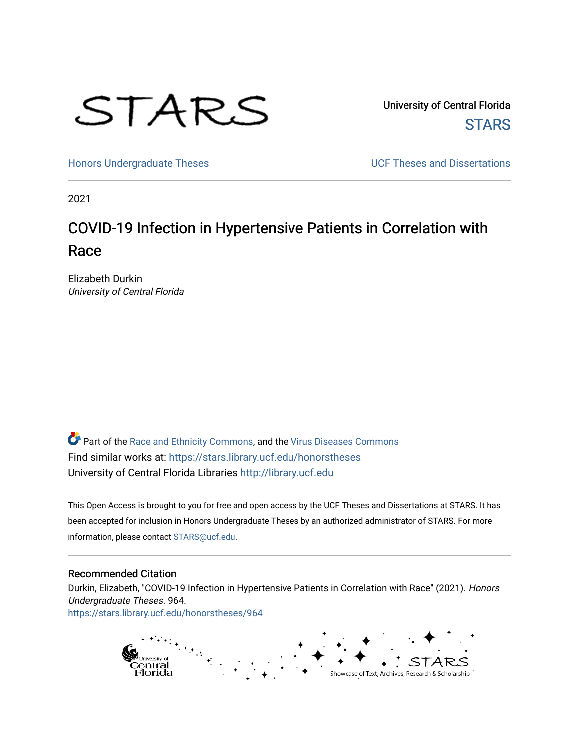STARS

University of Central Florida
STARS

Honors Undergraduate Theses | UCF Theses and Dissertations

2021

# COVID-19 Infection in Hypertensive Patients in Correlation with Race

Elizabeth Durkin
*University of Central Florida*

Part of the Race and Ethnicity Commons, and the Virus Diseases Commons
Find similar works at: https://stars.library.ucf.edu/honorstheses
University of Central Florida Libraries http://library.ucf.edu

This Open Access is brought to you for free and open access by the UCF Theses and Dissertations at STARS. It has been accepted for inclusion in Honors Undergraduate Theses by an authorized administrator of STARS. For more information, please contact STARS@ucf.edu.

## Recommended Citation

Durkin, Elizabeth, "COVID-19 Infection in Hypertensive Patients in Correlation with Race" (2021). *Honors Undergraduate Theses*. 964.
https://stars.library.ucf.edu/honorstheses/964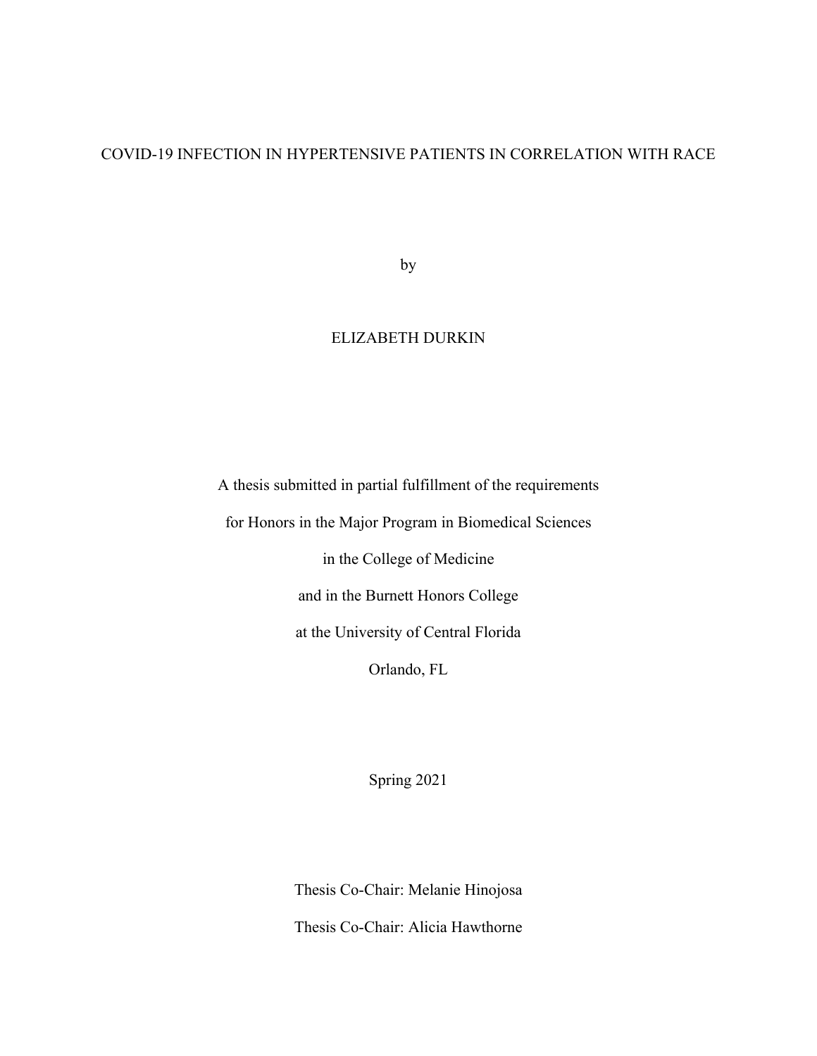# COVID-19 INFECTION IN HYPERTENSIVE PATIENTS IN CORRELATION WITH RACE

by

ELIZABETH DURKIN

A thesis submitted in partial fulfillment of the requirements

for Honors in the Major Program in Biomedical Sciences

in the College of Medicine

and in the Burnett Honors College

at the University of Central Florida

Orlando, FL

Spring 2021

Thesis Co-Chair: Melanie Hinojosa

Thesis Co-Chair: Alicia Hawthorne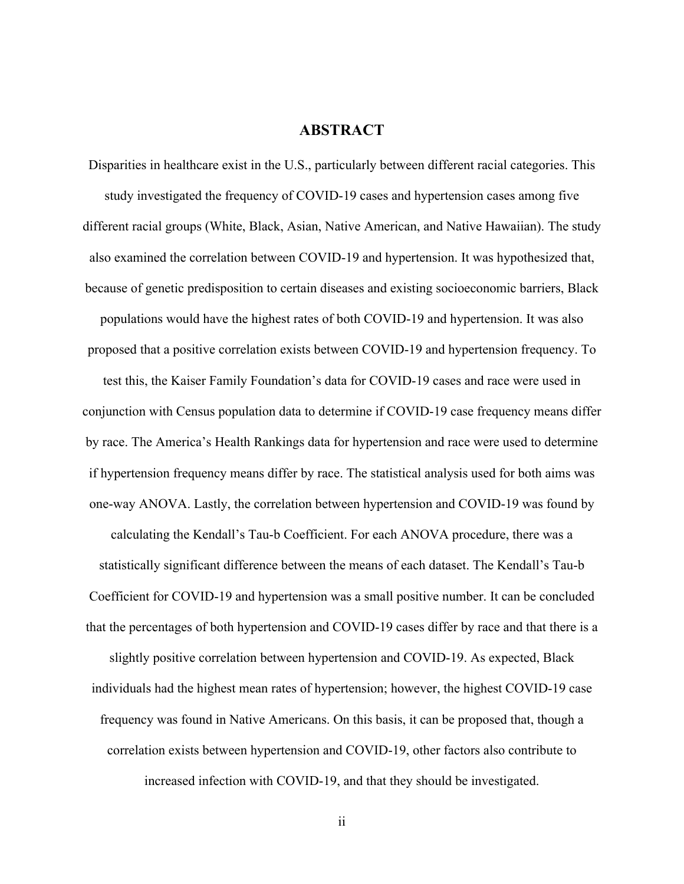# ABSTRACT

Disparities in healthcare exist in the U.S., particularly between different racial categories. This study investigated the frequency of COVID-19 cases and hypertension cases among five different racial groups (White, Black, Asian, Native American, and Native Hawaiian). The study also examined the correlation between COVID-19 and hypertension. It was hypothesized that, because of genetic predisposition to certain diseases and existing socioeconomic barriers, Black populations would have the highest rates of both COVID-19 and hypertension. It was also proposed that a positive correlation exists between COVID-19 and hypertension frequency. To test this, the Kaiser Family Foundation's data for COVID-19 cases and race were used in conjunction with Census population data to determine if COVID-19 case frequency means differ by race. The America's Health Rankings data for hypertension and race were used to determine if hypertension frequency means differ by race. The statistical analysis used for both aims was one-way ANOVA. Lastly, the correlation between hypertension and COVID-19 was found by calculating the Kendall's Tau-b Coefficient. For each ANOVA procedure, there was a statistically significant difference between the means of each dataset. The Kendall's Tau-b Coefficient for COVID-19 and hypertension was a small positive number. It can be concluded that the percentages of both hypertension and COVID-19 cases differ by race and that there is a slightly positive correlation between hypertension and COVID-19. As expected, Black individuals had the highest mean rates of hypertension; however, the highest COVID-19 case frequency was found in Native Americans. On this basis, it can be proposed that, though a correlation exists between hypertension and COVID-19, other factors also contribute to increased infection with COVID-19, and that they should be investigated.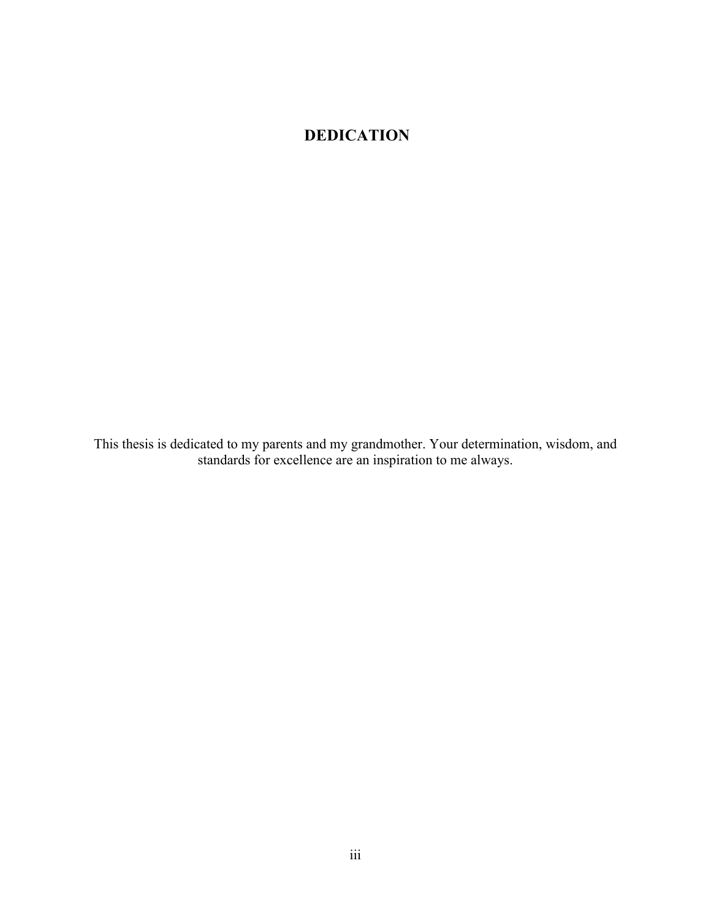# DEDICATION

This thesis is dedicated to my parents and my grandmother. Your determination, wisdom, and standards for excellence are an inspiration to me always.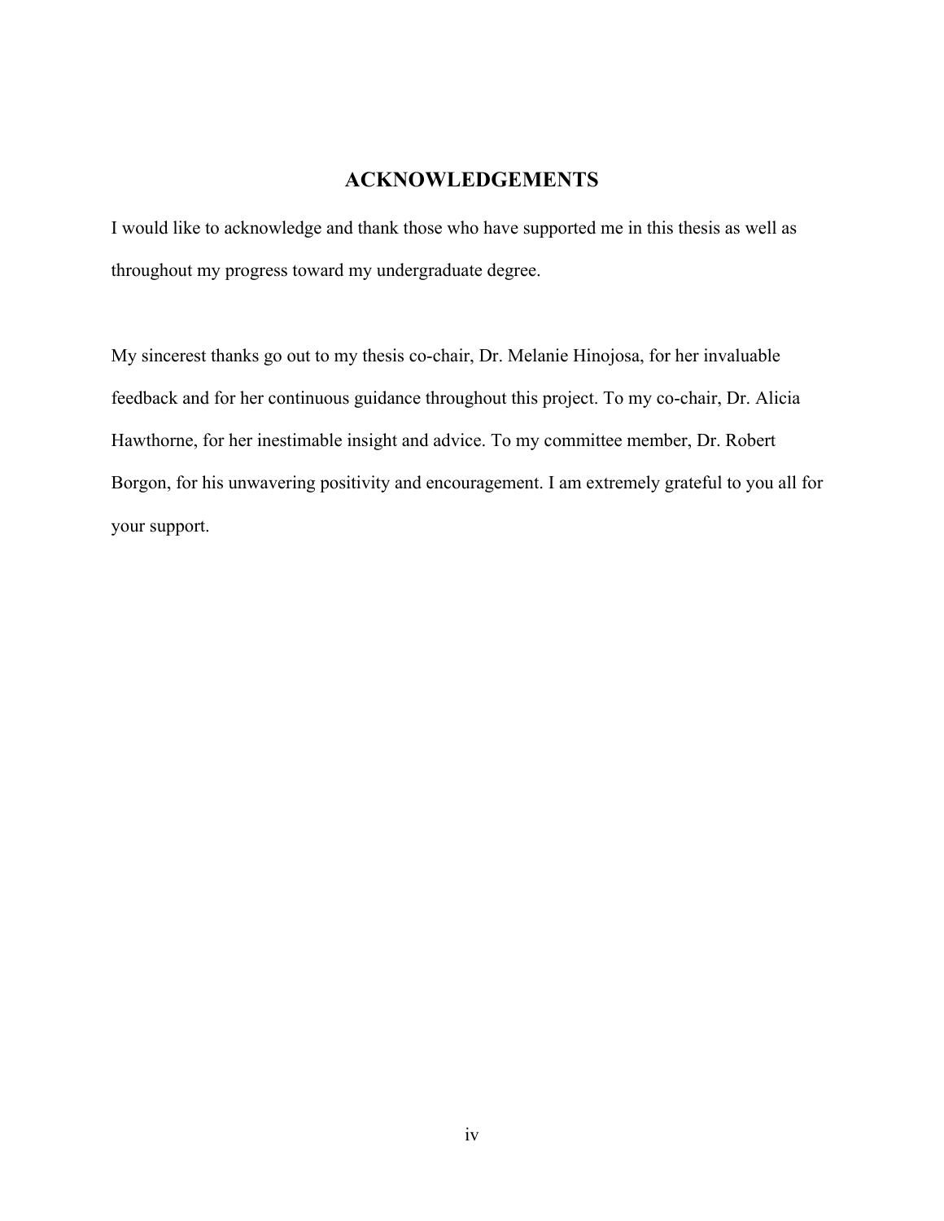# ACKNOWLEDGEMENTS

I would like to acknowledge and thank those who have supported me in this thesis as well as throughout my progress toward my undergraduate degree.

My sincerest thanks go out to my thesis co-chair, Dr. Melanie Hinojosa, for her invaluable feedback and for her continuous guidance throughout this project. To my co-chair, Dr. Alicia Hawthorne, for her inestimable insight and advice. To my committee member, Dr. Robert Borgon, for his unwavering positivity and encouragement. I am extremely grateful to you all for your support.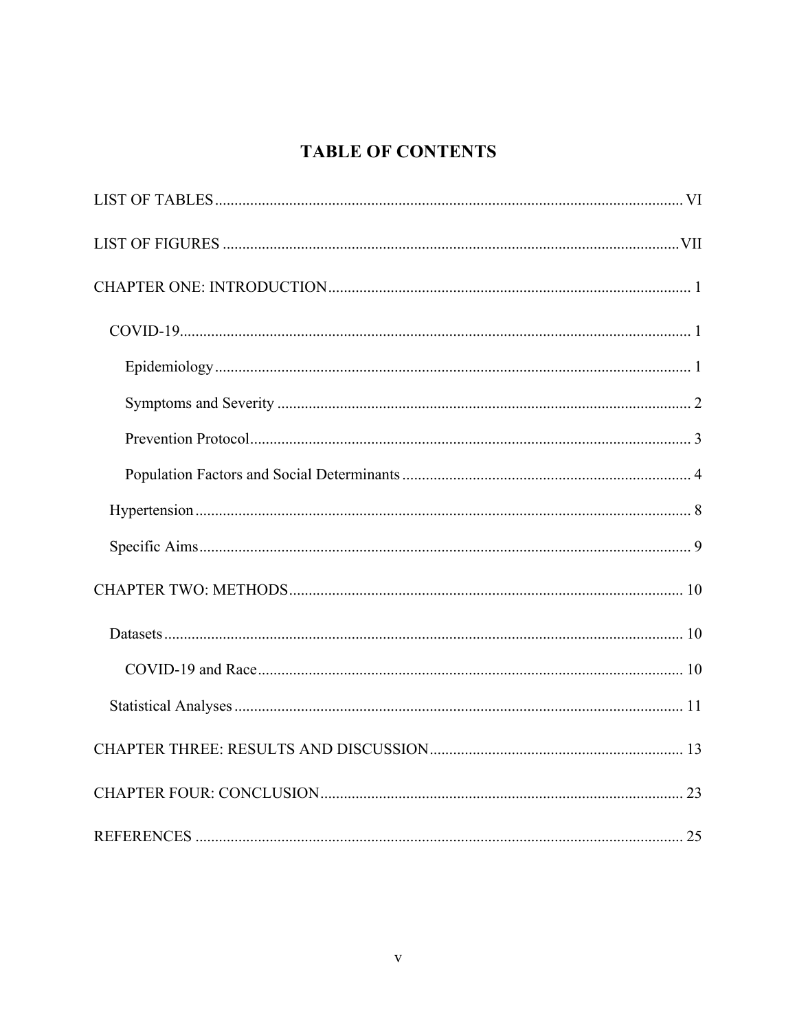# TABLE OF CONTENTS

LIST OF TABLES ....................................................................................................... VI

LIST OF FIGURES ..................................................................................................... VII

CHAPTER ONE: INTRODUCTION ............................................................................ 1

- COVID-19 ................................................................................................................. 1
  - Epidemiology ......................................................................................................... 1
  - Symptoms and Severity ......................................................................................... 2
  - Prevention Protocol ................................................................................................ 3
  - Population Factors and Social Determinants .......................................................... 4
- Hypertension ............................................................................................................. 8
- Specific Aims ............................................................................................................ 9

CHAPTER TWO: METHODS .................................................................................... 10

- Datasets .................................................................................................................... 10
  - COVID-19 and Race ............................................................................................ 10
- Statistical Analyses .................................................................................................. 11

CHAPTER THREE: RESULTS AND DISCUSSION ................................................ 13

CHAPTER FOUR: CONCLUSION ............................................................................ 23

REFERENCES ............................................................................................................ 25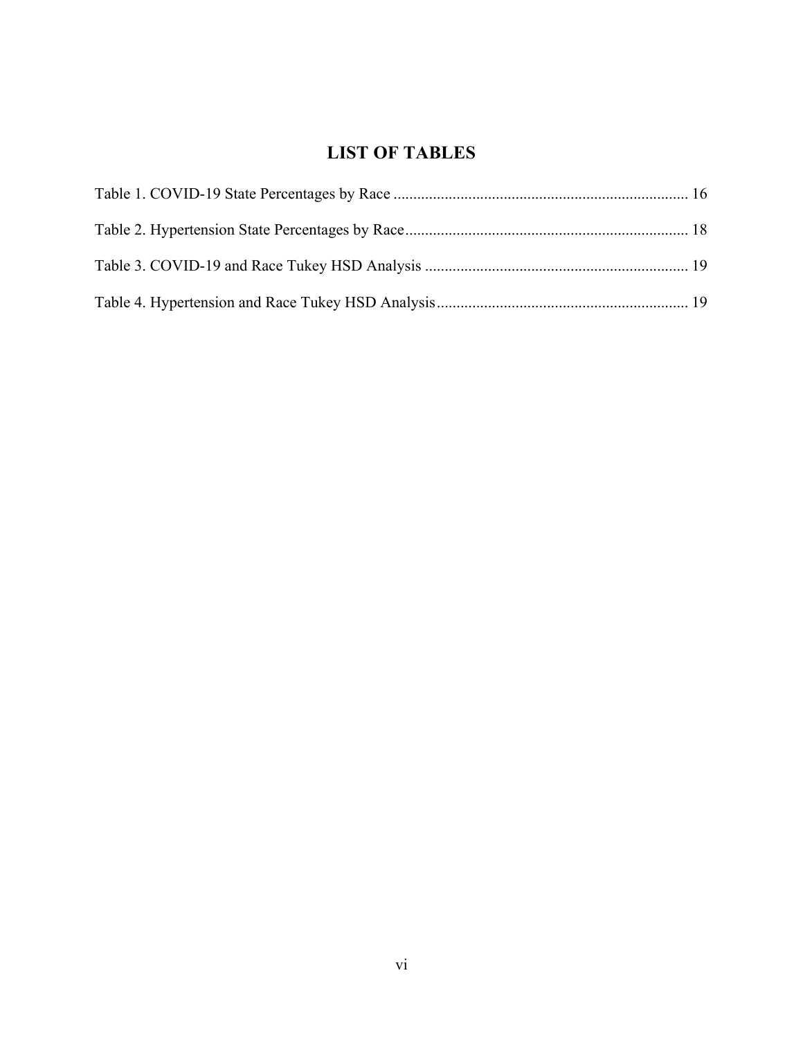# LIST OF TABLES

Table 1. COVID-19 State Percentages by Race .......................................................................... 16

Table 2. Hypertension State Percentages by Race....................................................................... 18

Table 3. COVID-19 and Race Tukey HSD Analysis .................................................................. 19

Table 4. Hypertension and Race Tukey HSD Analysis................................................................ 19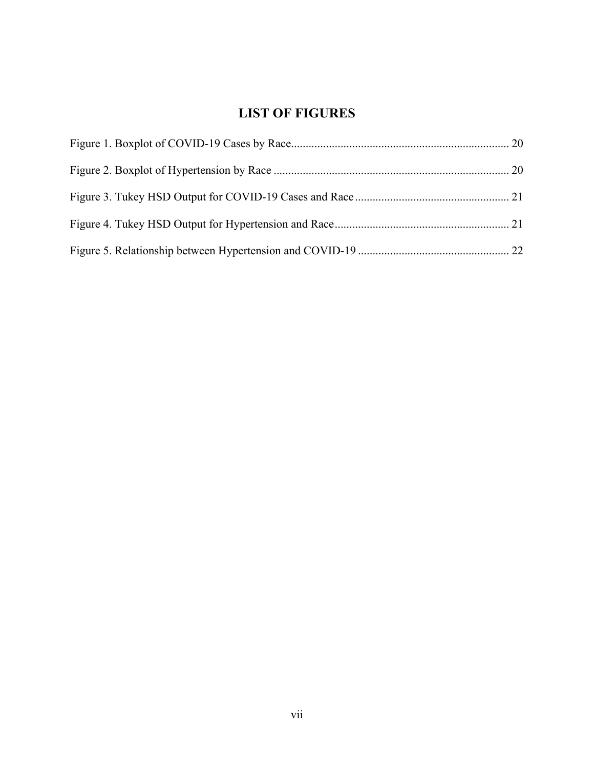# LIST OF FIGURES

Figure 1. Boxplot of COVID-19 Cases by Race .......... 20

Figure 2. Boxplot of Hypertension by Race .......... 20

Figure 3. Tukey HSD Output for COVID-19 Cases and Race .......... 21

Figure 4. Tukey HSD Output for Hypertension and Race .......... 21

Figure 5. Relationship between Hypertension and COVID-19 .......... 22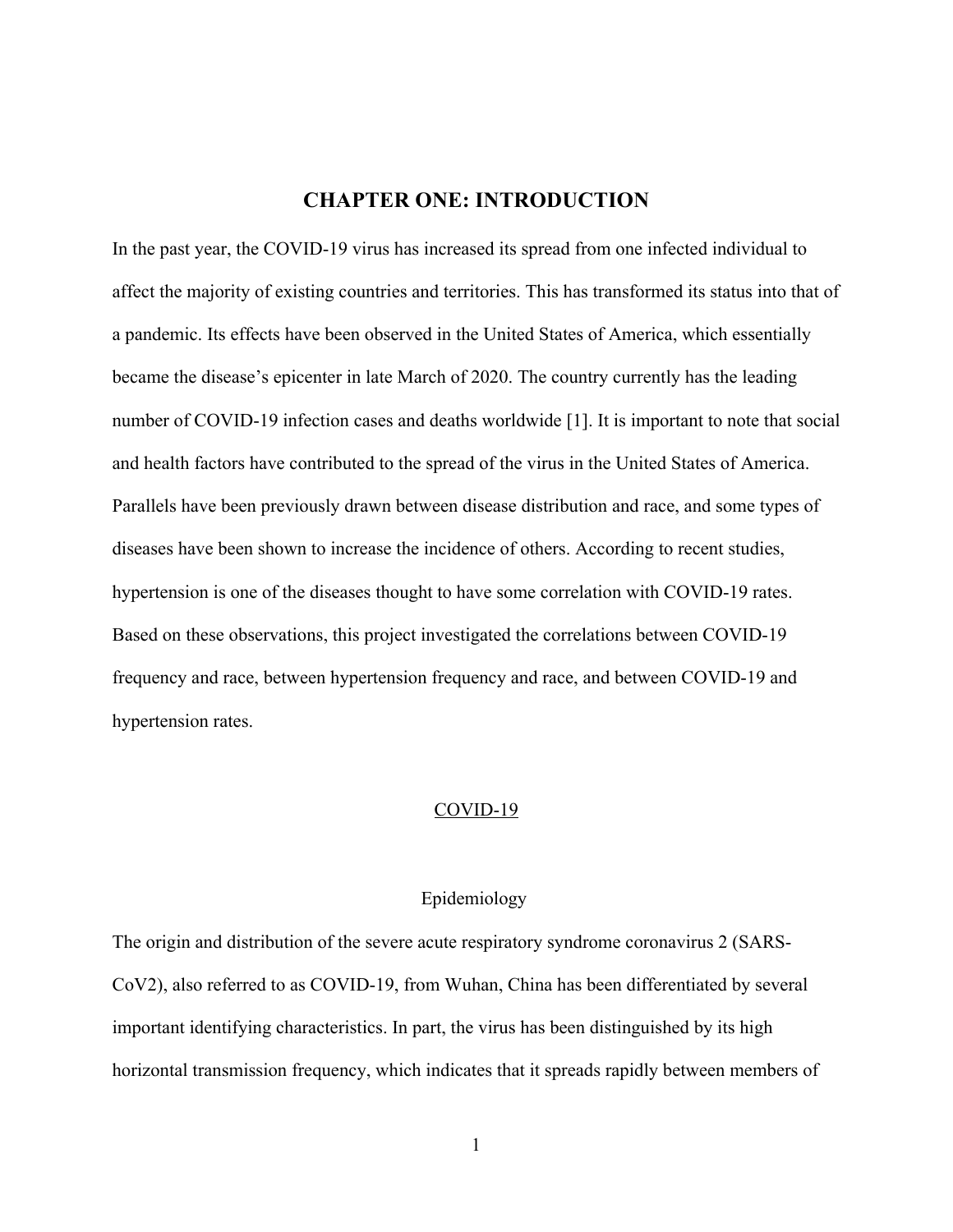# CHAPTER ONE: INTRODUCTION

In the past year, the COVID-19 virus has increased its spread from one infected individual to affect the majority of existing countries and territories. This has transformed its status into that of a pandemic. Its effects have been observed in the United States of America, which essentially became the disease's epicenter in late March of 2020. The country currently has the leading number of COVID-19 infection cases and deaths worldwide [1]. It is important to note that social and health factors have contributed to the spread of the virus in the United States of America. Parallels have been previously drawn between disease distribution and race, and some types of diseases have been shown to increase the incidence of others. According to recent studies, hypertension is one of the diseases thought to have some correlation with COVID-19 rates. Based on these observations, this project investigated the correlations between COVID-19 frequency and race, between hypertension frequency and race, and between COVID-19 and hypertension rates.

## COVID-19

### Epidemiology

The origin and distribution of the severe acute respiratory syndrome coronavirus 2 (SARS-CoV2), also referred to as COVID-19, from Wuhan, China has been differentiated by several important identifying characteristics. In part, the virus has been distinguished by its high horizontal transmission frequency, which indicates that it spreads rapidly between members of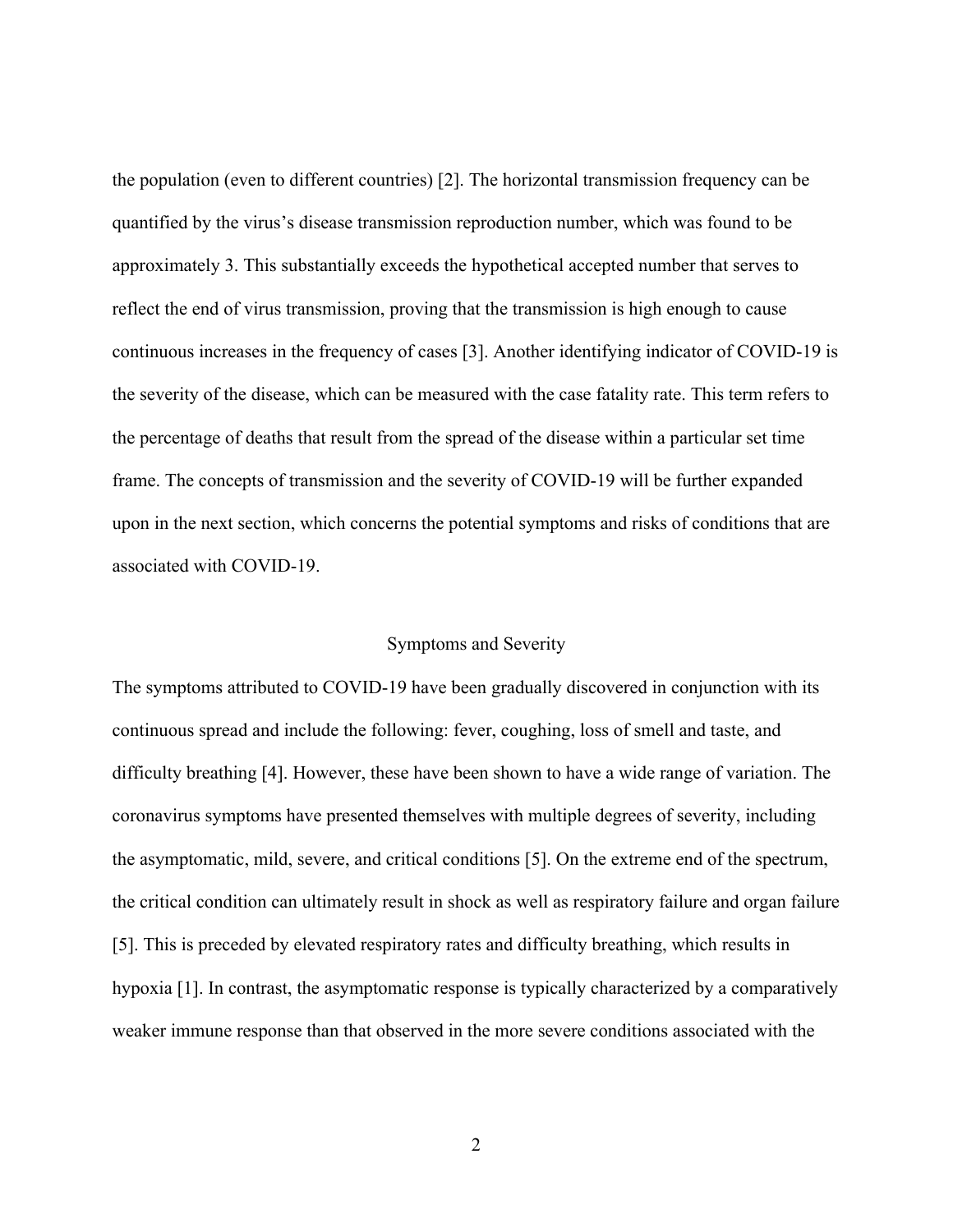the population (even to different countries) [2]. The horizontal transmission frequency can be quantified by the virus's disease transmission reproduction number, which was found to be approximately 3. This substantially exceeds the hypothetical accepted number that serves to reflect the end of virus transmission, proving that the transmission is high enough to cause continuous increases in the frequency of cases [3]. Another identifying indicator of COVID-19 is the severity of the disease, which can be measured with the case fatality rate. This term refers to the percentage of deaths that result from the spread of the disease within a particular set time frame. The concepts of transmission and the severity of COVID-19 will be further expanded upon in the next section, which concerns the potential symptoms and risks of conditions that are associated with COVID-19.

## Symptoms and Severity

The symptoms attributed to COVID-19 have been gradually discovered in conjunction with its continuous spread and include the following: fever, coughing, loss of smell and taste, and difficulty breathing [4]. However, these have been shown to have a wide range of variation. The coronavirus symptoms have presented themselves with multiple degrees of severity, including the asymptomatic, mild, severe, and critical conditions [5]. On the extreme end of the spectrum, the critical condition can ultimately result in shock as well as respiratory failure and organ failure [5]. This is preceded by elevated respiratory rates and difficulty breathing, which results in hypoxia [1]. In contrast, the asymptomatic response is typically characterized by a comparatively weaker immune response than that observed in the more severe conditions associated with the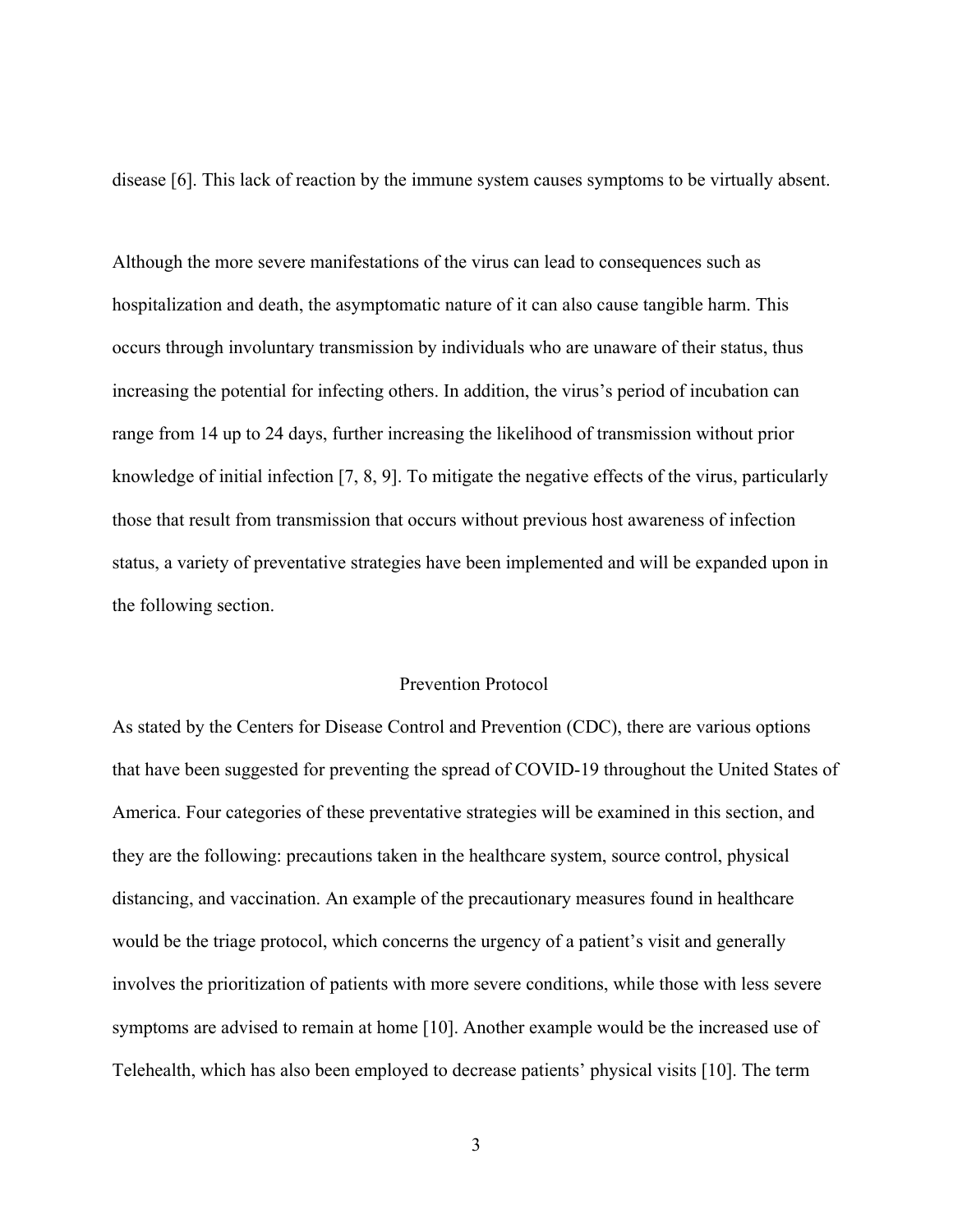disease [6]. This lack of reaction by the immune system causes symptoms to be virtually absent.

Although the more severe manifestations of the virus can lead to consequences such as hospitalization and death, the asymptomatic nature of it can also cause tangible harm. This occurs through involuntary transmission by individuals who are unaware of their status, thus increasing the potential for infecting others. In addition, the virus's period of incubation can range from 14 up to 24 days, further increasing the likelihood of transmission without prior knowledge of initial infection [7, 8, 9]. To mitigate the negative effects of the virus, particularly those that result from transmission that occurs without previous host awareness of infection status, a variety of preventative strategies have been implemented and will be expanded upon in the following section.

## Prevention Protocol

As stated by the Centers for Disease Control and Prevention (CDC), there are various options that have been suggested for preventing the spread of COVID-19 throughout the United States of America. Four categories of these preventative strategies will be examined in this section, and they are the following: precautions taken in the healthcare system, source control, physical distancing, and vaccination. An example of the precautionary measures found in healthcare would be the triage protocol, which concerns the urgency of a patient's visit and generally involves the prioritization of patients with more severe conditions, while those with less severe symptoms are advised to remain at home [10]. Another example would be the increased use of Telehealth, which has also been employed to decrease patients' physical visits [10]. The term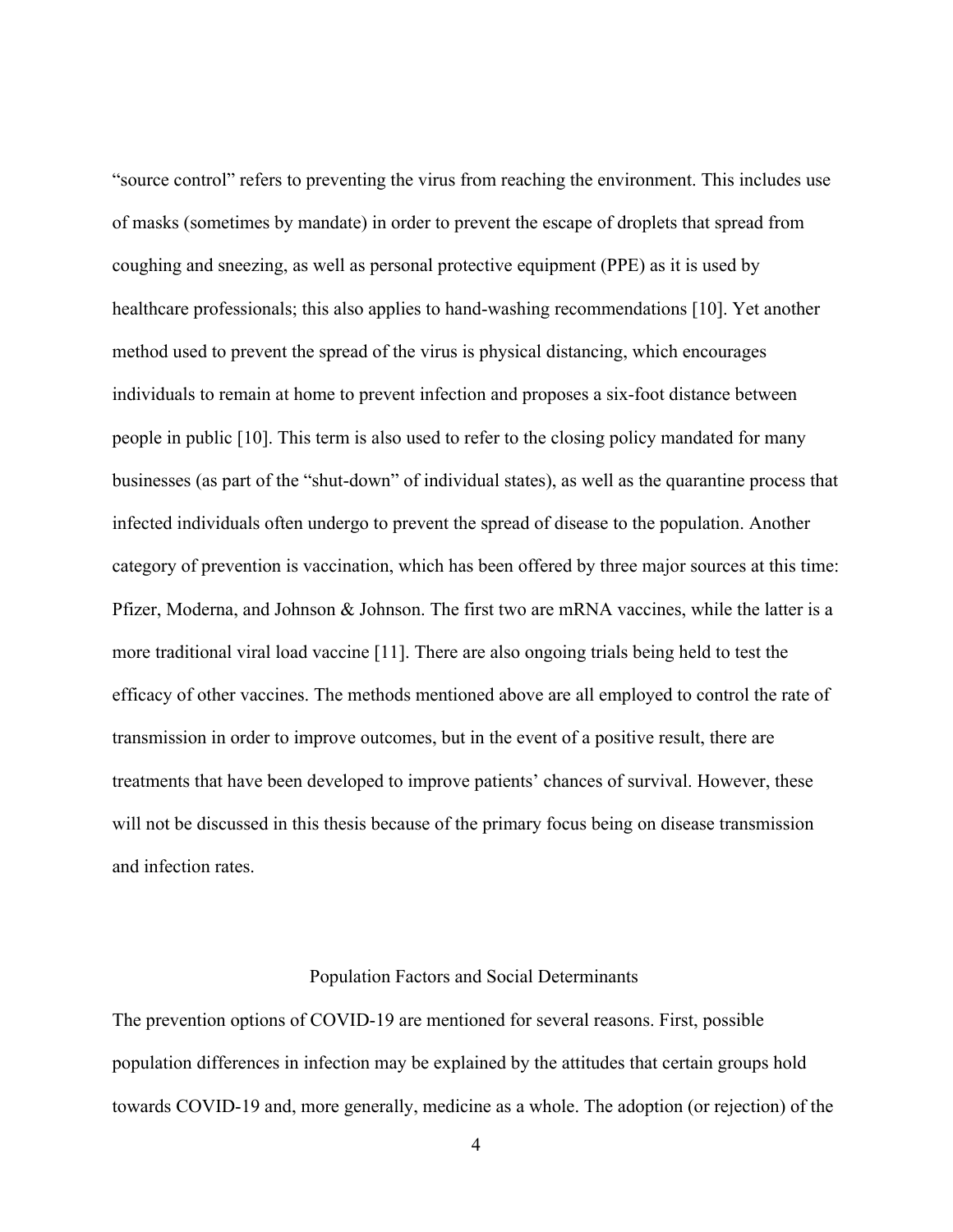"source control" refers to preventing the virus from reaching the environment. This includes use of masks (sometimes by mandate) in order to prevent the escape of droplets that spread from coughing and sneezing, as well as personal protective equipment (PPE) as it is used by healthcare professionals; this also applies to hand-washing recommendations [10]. Yet another method used to prevent the spread of the virus is physical distancing, which encourages individuals to remain at home to prevent infection and proposes a six-foot distance between people in public [10]. This term is also used to refer to the closing policy mandated for many businesses (as part of the "shut-down" of individual states), as well as the quarantine process that infected individuals often undergo to prevent the spread of disease to the population. Another category of prevention is vaccination, which has been offered by three major sources at this time: Pfizer, Moderna, and Johnson & Johnson. The first two are mRNA vaccines, while the latter is a more traditional viral load vaccine [11]. There are also ongoing trials being held to test the efficacy of other vaccines. The methods mentioned above are all employed to control the rate of transmission in order to improve outcomes, but in the event of a positive result, there are treatments that have been developed to improve patients' chances of survival. However, these will not be discussed in this thesis because of the primary focus being on disease transmission and infection rates.

## Population Factors and Social Determinants

The prevention options of COVID-19 are mentioned for several reasons. First, possible population differences in infection may be explained by the attitudes that certain groups hold towards COVID-19 and, more generally, medicine as a whole. The adoption (or rejection) of the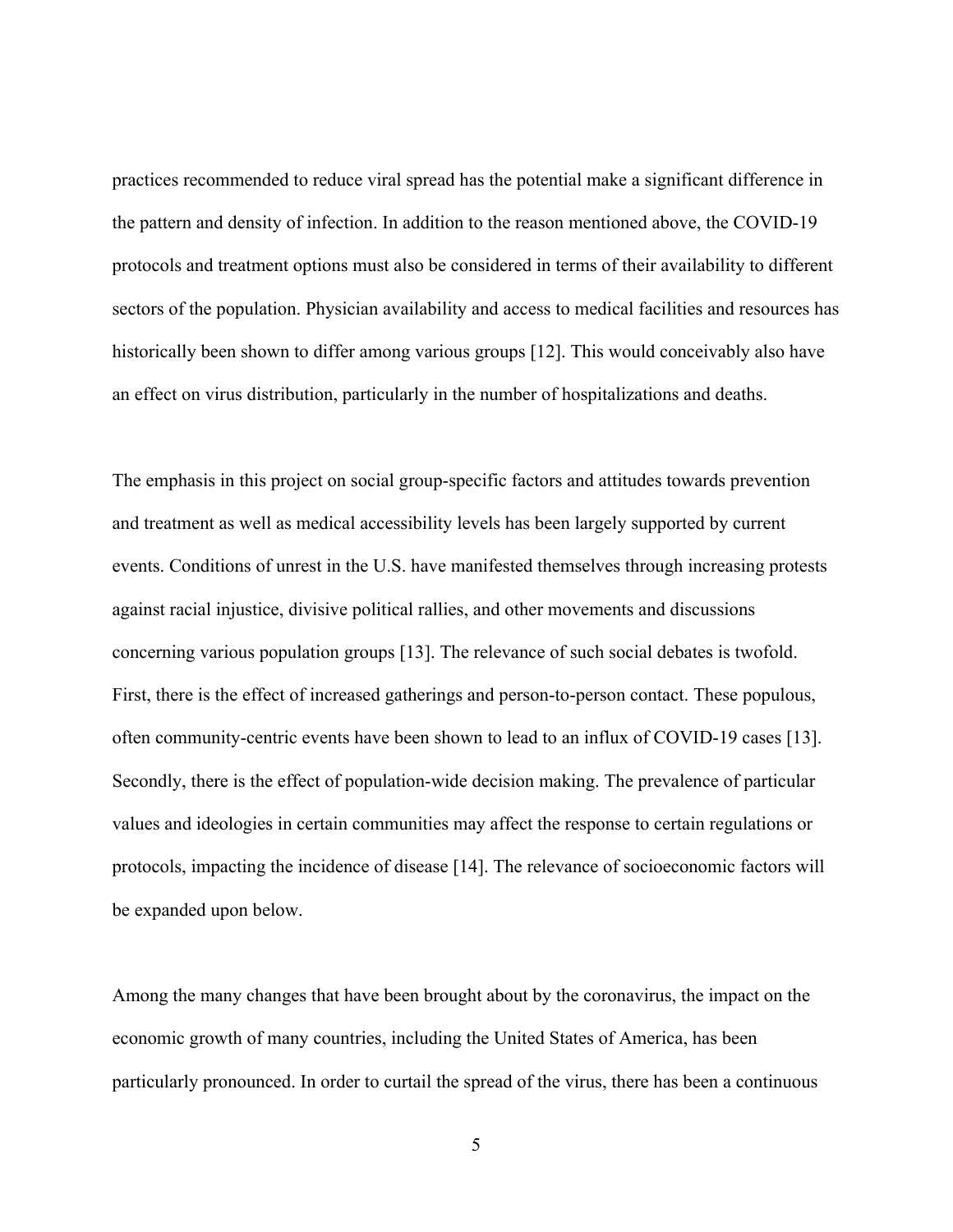practices recommended to reduce viral spread has the potential make a significant difference in the pattern and density of infection. In addition to the reason mentioned above, the COVID-19 protocols and treatment options must also be considered in terms of their availability to different sectors of the population. Physician availability and access to medical facilities and resources has historically been shown to differ among various groups [12]. This would conceivably also have an effect on virus distribution, particularly in the number of hospitalizations and deaths.

The emphasis in this project on social group-specific factors and attitudes towards prevention and treatment as well as medical accessibility levels has been largely supported by current events. Conditions of unrest in the U.S. have manifested themselves through increasing protests against racial injustice, divisive political rallies, and other movements and discussions concerning various population groups [13]. The relevance of such social debates is twofold. First, there is the effect of increased gatherings and person-to-person contact. These populous, often community-centric events have been shown to lead to an influx of COVID-19 cases [13]. Secondly, there is the effect of population-wide decision making. The prevalence of particular values and ideologies in certain communities may affect the response to certain regulations or protocols, impacting the incidence of disease [14]. The relevance of socioeconomic factors will be expanded upon below.

Among the many changes that have been brought about by the coronavirus, the impact on the economic growth of many countries, including the United States of America, has been particularly pronounced. In order to curtail the spread of the virus, there has been a continuous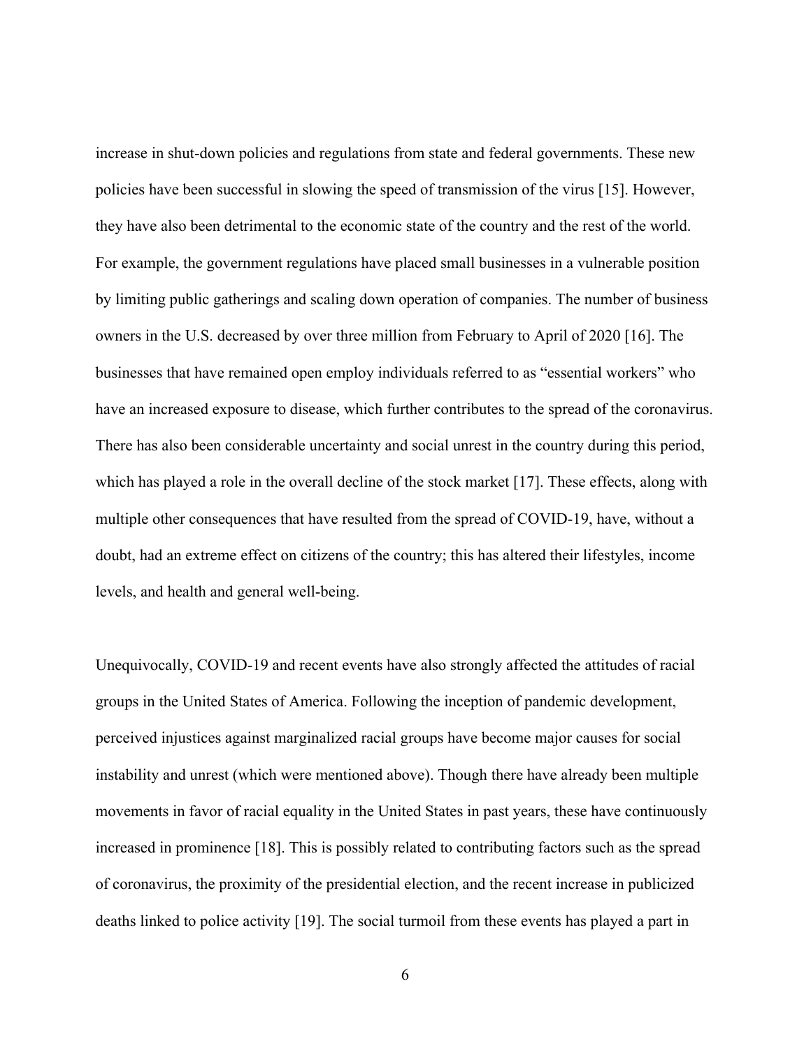increase in shut-down policies and regulations from state and federal governments. These new policies have been successful in slowing the speed of transmission of the virus [15]. However, they have also been detrimental to the economic state of the country and the rest of the world. For example, the government regulations have placed small businesses in a vulnerable position by limiting public gatherings and scaling down operation of companies. The number of business owners in the U.S. decreased by over three million from February to April of 2020 [16]. The businesses that have remained open employ individuals referred to as "essential workers" who have an increased exposure to disease, which further contributes to the spread of the coronavirus. There has also been considerable uncertainty and social unrest in the country during this period, which has played a role in the overall decline of the stock market [17]. These effects, along with multiple other consequences that have resulted from the spread of COVID-19, have, without a doubt, had an extreme effect on citizens of the country; this has altered their lifestyles, income levels, and health and general well-being.

Unequivocally, COVID-19 and recent events have also strongly affected the attitudes of racial groups in the United States of America. Following the inception of pandemic development, perceived injustices against marginalized racial groups have become major causes for social instability and unrest (which were mentioned above). Though there have already been multiple movements in favor of racial equality in the United States in past years, these have continuously increased in prominence [18]. This is possibly related to contributing factors such as the spread of coronavirus, the proximity of the presidential election, and the recent increase in publicized deaths linked to police activity [19]. The social turmoil from these events has played a part in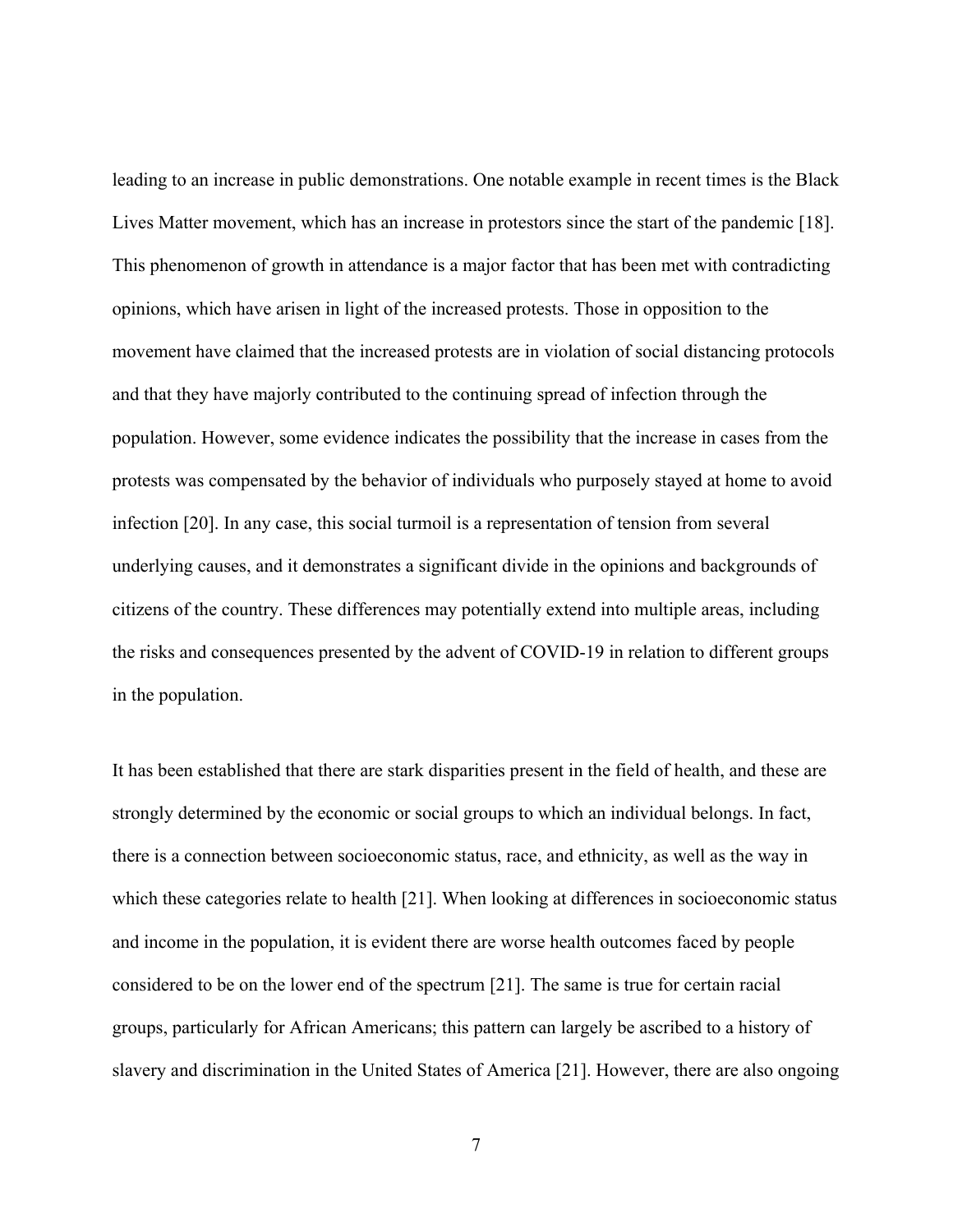leading to an increase in public demonstrations. One notable example in recent times is the Black Lives Matter movement, which has an increase in protestors since the start of the pandemic [18]. This phenomenon of growth in attendance is a major factor that has been met with contradicting opinions, which have arisen in light of the increased protests. Those in opposition to the movement have claimed that the increased protests are in violation of social distancing protocols and that they have majorly contributed to the continuing spread of infection through the population. However, some evidence indicates the possibility that the increase in cases from the protests was compensated by the behavior of individuals who purposely stayed at home to avoid infection [20]. In any case, this social turmoil is a representation of tension from several underlying causes, and it demonstrates a significant divide in the opinions and backgrounds of citizens of the country. These differences may potentially extend into multiple areas, including the risks and consequences presented by the advent of COVID-19 in relation to different groups in the population.

It has been established that there are stark disparities present in the field of health, and these are strongly determined by the economic or social groups to which an individual belongs. In fact, there is a connection between socioeconomic status, race, and ethnicity, as well as the way in which these categories relate to health [21]. When looking at differences in socioeconomic status and income in the population, it is evident there are worse health outcomes faced by people considered to be on the lower end of the spectrum [21]. The same is true for certain racial groups, particularly for African Americans; this pattern can largely be ascribed to a history of slavery and discrimination in the United States of America [21]. However, there are also ongoing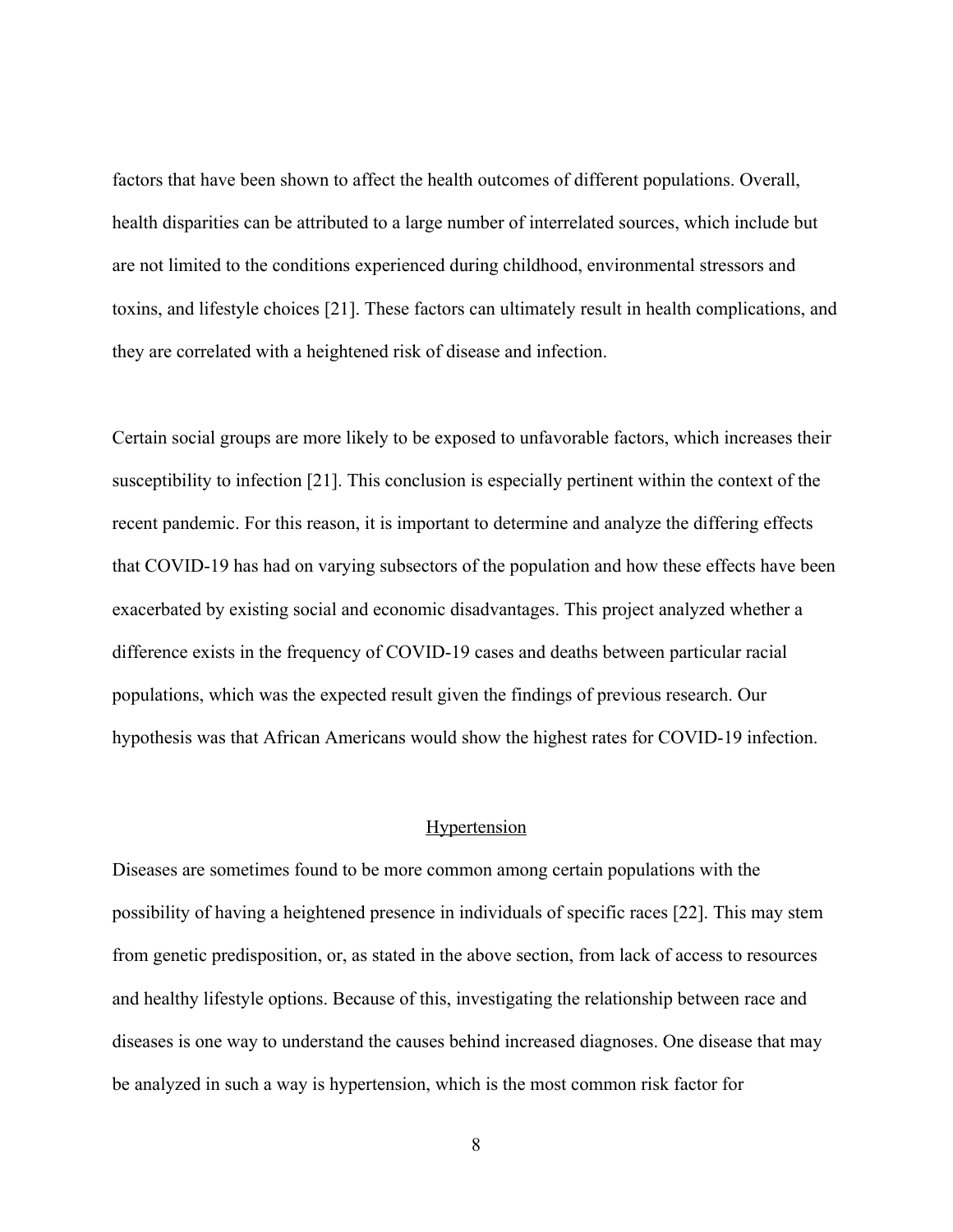factors that have been shown to affect the health outcomes of different populations. Overall, health disparities can be attributed to a large number of interrelated sources, which include but are not limited to the conditions experienced during childhood, environmental stressors and toxins, and lifestyle choices [21]. These factors can ultimately result in health complications, and they are correlated with a heightened risk of disease and infection.

Certain social groups are more likely to be exposed to unfavorable factors, which increases their susceptibility to infection [21]. This conclusion is especially pertinent within the context of the recent pandemic. For this reason, it is important to determine and analyze the differing effects that COVID-19 has had on varying subsectors of the population and how these effects have been exacerbated by existing social and economic disadvantages. This project analyzed whether a difference exists in the frequency of COVID-19 cases and deaths between particular racial populations, which was the expected result given the findings of previous research. Our hypothesis was that African Americans would show the highest rates for COVID-19 infection.

## Hypertension

Diseases are sometimes found to be more common among certain populations with the possibility of having a heightened presence in individuals of specific races [22]. This may stem from genetic predisposition, or, as stated in the above section, from lack of access to resources and healthy lifestyle options. Because of this, investigating the relationship between race and diseases is one way to understand the causes behind increased diagnoses. One disease that may be analyzed in such a way is hypertension, which is the most common risk factor for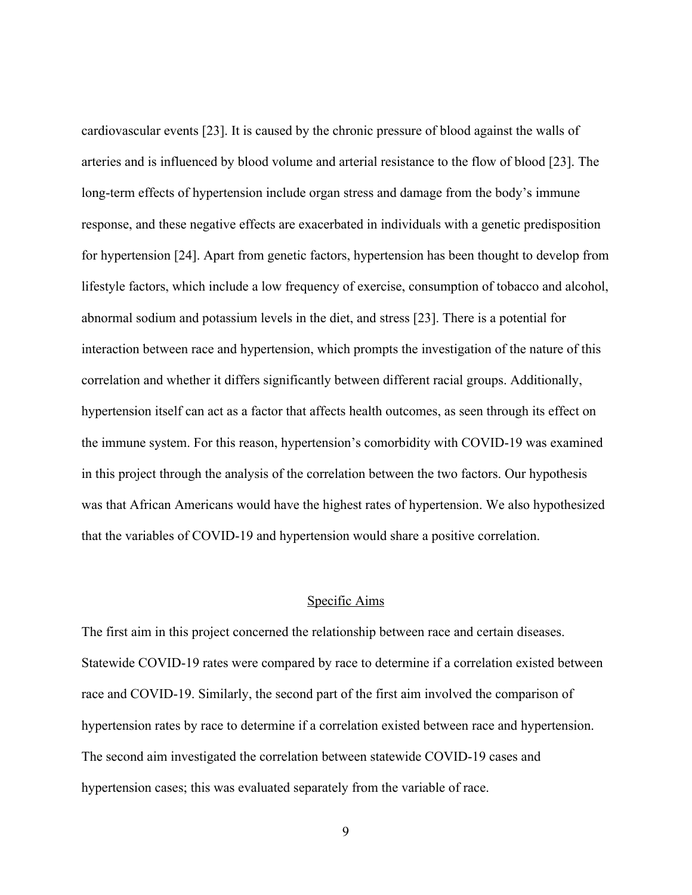cardiovascular events [23]. It is caused by the chronic pressure of blood against the walls of arteries and is influenced by blood volume and arterial resistance to the flow of blood [23]. The long-term effects of hypertension include organ stress and damage from the body's immune response, and these negative effects are exacerbated in individuals with a genetic predisposition for hypertension [24]. Apart from genetic factors, hypertension has been thought to develop from lifestyle factors, which include a low frequency of exercise, consumption of tobacco and alcohol, abnormal sodium and potassium levels in the diet, and stress [23]. There is a potential for interaction between race and hypertension, which prompts the investigation of the nature of this correlation and whether it differs significantly between different racial groups. Additionally, hypertension itself can act as a factor that affects health outcomes, as seen through its effect on the immune system. For this reason, hypertension's comorbidity with COVID-19 was examined in this project through the analysis of the correlation between the two factors. Our hypothesis was that African Americans would have the highest rates of hypertension. We also hypothesized that the variables of COVID-19 and hypertension would share a positive correlation.

## Specific Aims

The first aim in this project concerned the relationship between race and certain diseases. Statewide COVID-19 rates were compared by race to determine if a correlation existed between race and COVID-19. Similarly, the second part of the first aim involved the comparison of hypertension rates by race to determine if a correlation existed between race and hypertension. The second aim investigated the correlation between statewide COVID-19 cases and hypertension cases; this was evaluated separately from the variable of race.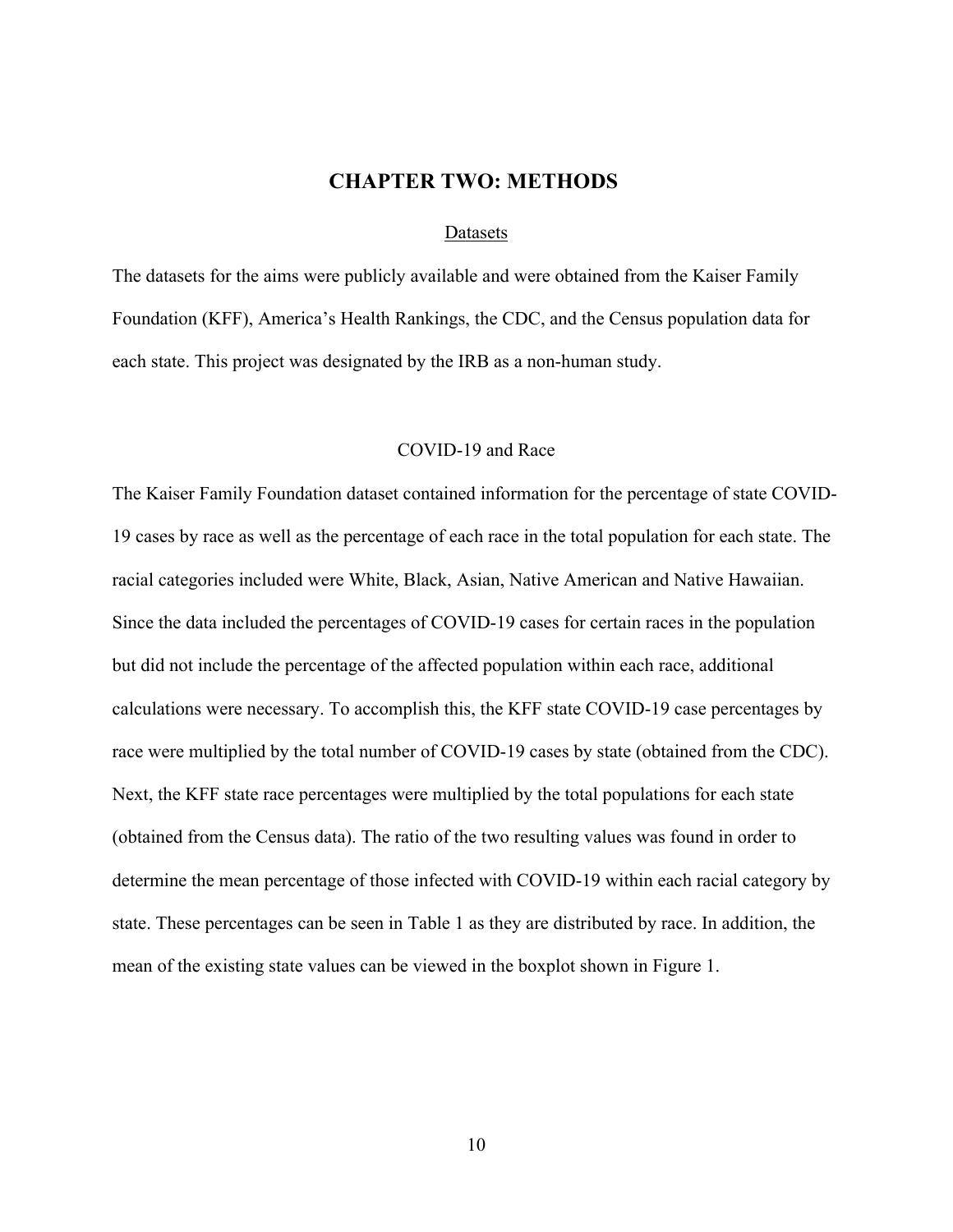# CHAPTER TWO: METHODS

## Datasets

The datasets for the aims were publicly available and were obtained from the Kaiser Family Foundation (KFF), America's Health Rankings, the CDC, and the Census population data for each state. This project was designated by the IRB as a non-human study.

## COVID-19 and Race

The Kaiser Family Foundation dataset contained information for the percentage of state COVID-19 cases by race as well as the percentage of each race in the total population for each state. The racial categories included were White, Black, Asian, Native American and Native Hawaiian. Since the data included the percentages of COVID-19 cases for certain races in the population but did not include the percentage of the affected population within each race, additional calculations were necessary. To accomplish this, the KFF state COVID-19 case percentages by race were multiplied by the total number of COVID-19 cases by state (obtained from the CDC). Next, the KFF state race percentages were multiplied by the total populations for each state (obtained from the Census data). The ratio of the two resulting values was found in order to determine the mean percentage of those infected with COVID-19 within each racial category by state. These percentages can be seen in Table 1 as they are distributed by race. In addition, the mean of the existing state values can be viewed in the boxplot shown in Figure 1.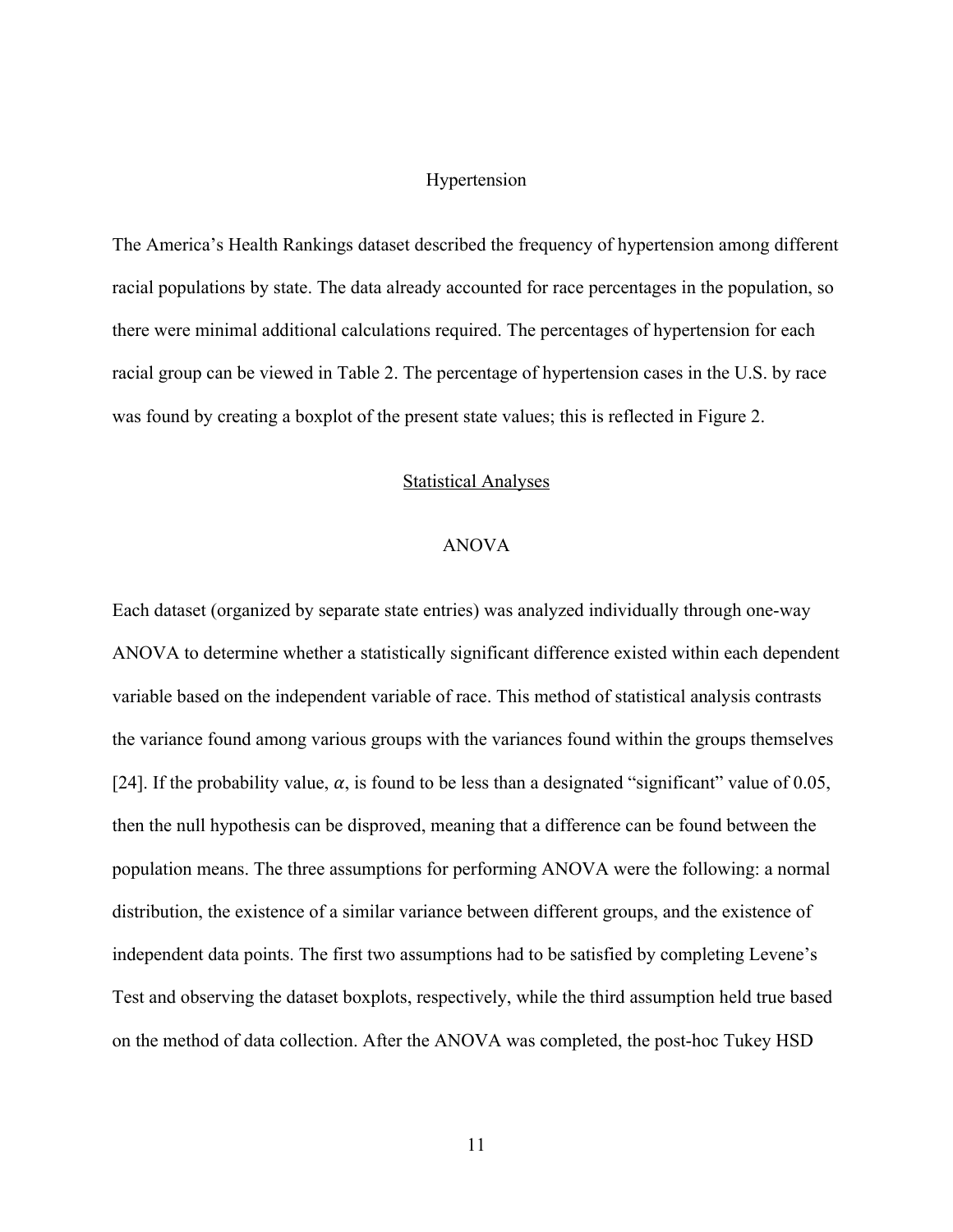### Hypertension

The America's Health Rankings dataset described the frequency of hypertension among different racial populations by state. The data already accounted for race percentages in the population, so there were minimal additional calculations required. The percentages of hypertension for each racial group can be viewed in Table 2. The percentage of hypertension cases in the U.S. by race was found by creating a boxplot of the present state values; this is reflected in Figure 2.

## Statistical Analyses

### ANOVA

Each dataset (organized by separate state entries) was analyzed individually through one-way ANOVA to determine whether a statistically significant difference existed within each dependent variable based on the independent variable of race. This method of statistical analysis contrasts the variance found among various groups with the variances found within the groups themselves [24]. If the probability value, $\alpha$, is found to be less than a designated "significant" value of 0.05, then the null hypothesis can be disproved, meaning that a difference can be found between the population means. The three assumptions for performing ANOVA were the following: a normal distribution, the existence of a similar variance between different groups, and the existence of independent data points. The first two assumptions had to be satisfied by completing Levene's Test and observing the dataset boxplots, respectively, while the third assumption held true based on the method of data collection. After the ANOVA was completed, the post-hoc Tukey HSD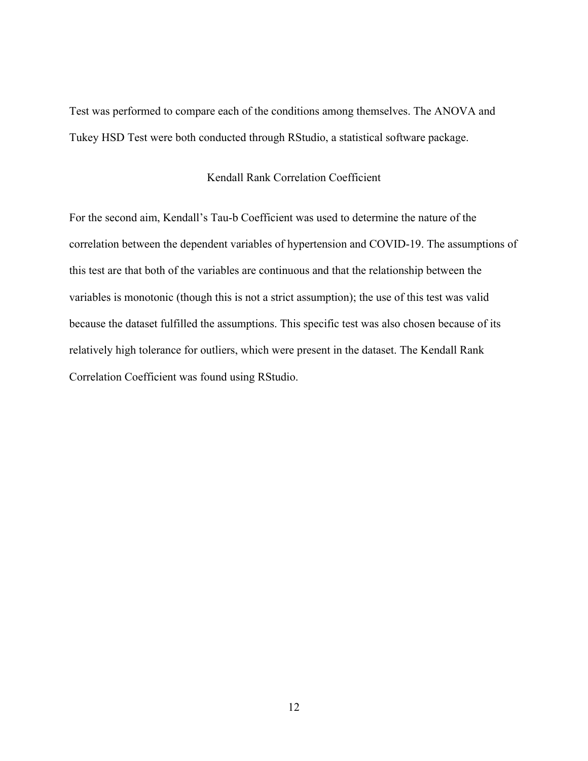Test was performed to compare each of the conditions among themselves. The ANOVA and Tukey HSD Test were both conducted through RStudio, a statistical software package.

## Kendall Rank Correlation Coefficient

For the second aim, Kendall's Tau-b Coefficient was used to determine the nature of the correlation between the dependent variables of hypertension and COVID-19. The assumptions of this test are that both of the variables are continuous and that the relationship between the variables is monotonic (though this is not a strict assumption); the use of this test was valid because the dataset fulfilled the assumptions. This specific test was also chosen because of its relatively high tolerance for outliers, which were present in the dataset. The Kendall Rank Correlation Coefficient was found using RStudio.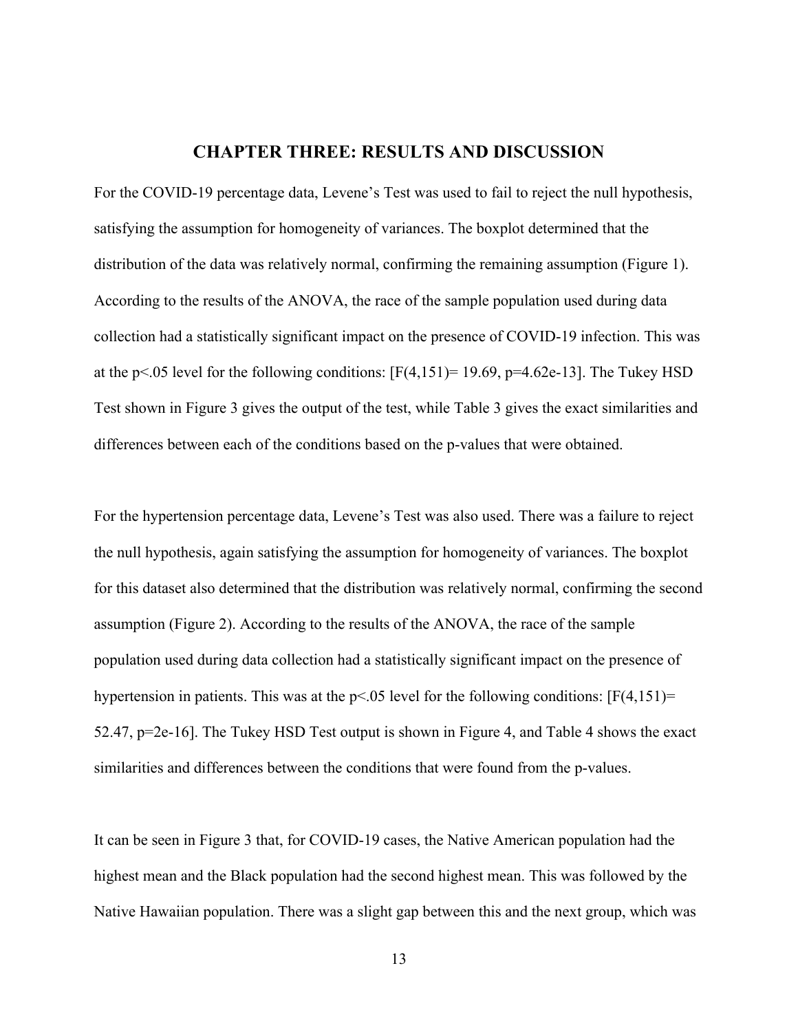# CHAPTER THREE: RESULTS AND DISCUSSION

For the COVID-19 percentage data, Levene's Test was used to fail to reject the null hypothesis, satisfying the assumption for homogeneity of variances. The boxplot determined that the distribution of the data was relatively normal, confirming the remaining assumption (Figure 1). According to the results of the ANOVA, the race of the sample population used during data collection had a statistically significant impact on the presence of COVID-19 infection. This was at the $p<.05$ level for the following conditions: [$F(4,151)= 19.69$, $p=4.62e-13$]. The Tukey HSD Test shown in Figure 3 gives the output of the test, while Table 3 gives the exact similarities and differences between each of the conditions based on the p-values that were obtained.

For the hypertension percentage data, Levene's Test was also used. There was a failure to reject the null hypothesis, again satisfying the assumption for homogeneity of variances. The boxplot for this dataset also determined that the distribution was relatively normal, confirming the second assumption (Figure 2). According to the results of the ANOVA, the race of the sample population used during data collection had a statistically significant impact on the presence of hypertension in patients. This was at the $p<.05$ level for the following conditions: [$F(4,151)= 52.47$, $p=2e-16$]. The Tukey HSD Test output is shown in Figure 4, and Table 4 shows the exact similarities and differences between the conditions that were found from the p-values.

It can be seen in Figure 3 that, for COVID-19 cases, the Native American population had the highest mean and the Black population had the second highest mean. This was followed by the Native Hawaiian population. There was a slight gap between this and the next group, which was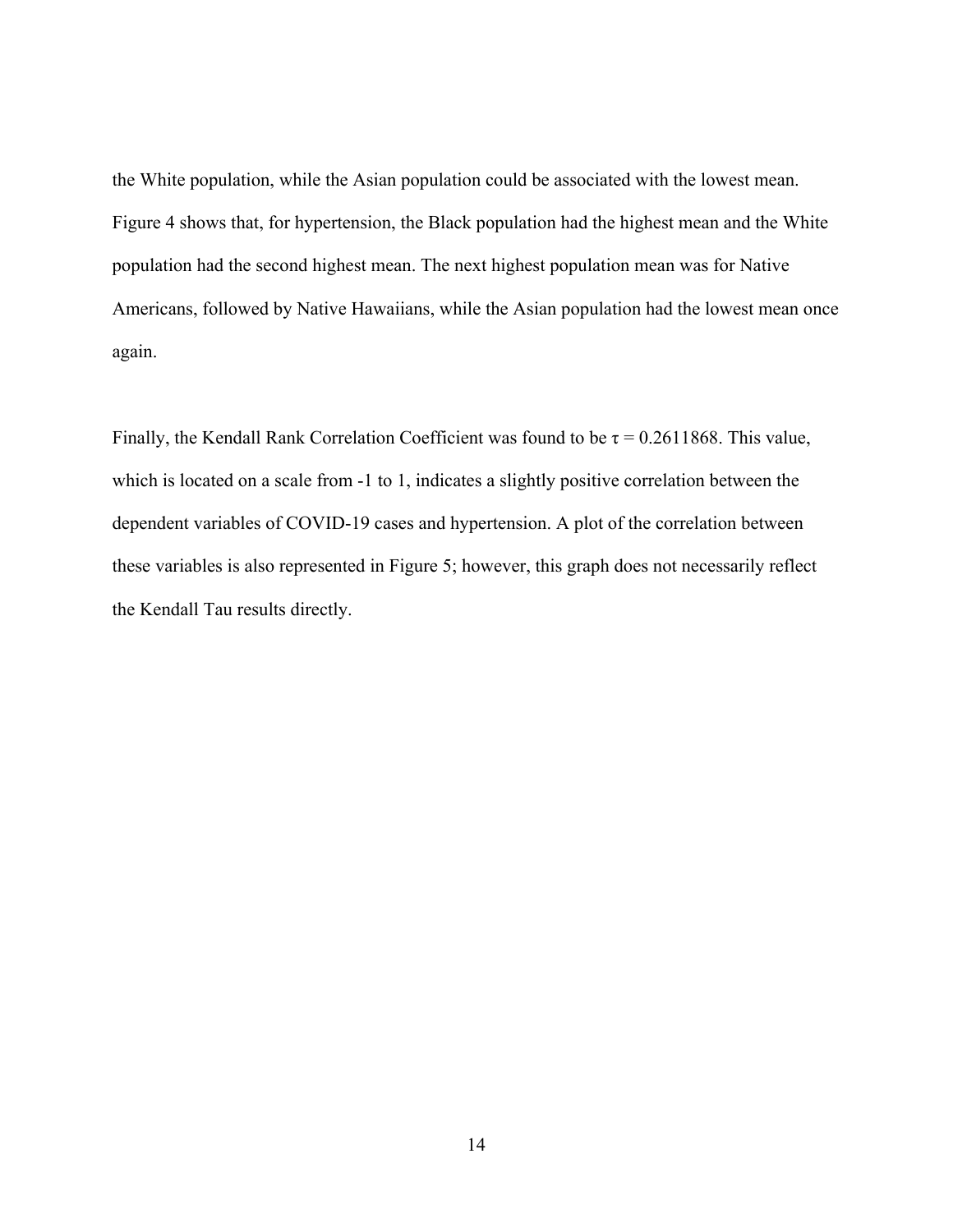the White population, while the Asian population could be associated with the lowest mean. Figure 4 shows that, for hypertension, the Black population had the highest mean and the White population had the second highest mean. The next highest population mean was for Native Americans, followed by Native Hawaiians, while the Asian population had the lowest mean once again.

Finally, the Kendall Rank Correlation Coefficient was found to be $\tau = 0.2611868$. This value, which is located on a scale from -1 to 1, indicates a slightly positive correlation between the dependent variables of COVID-19 cases and hypertension. A plot of the correlation between these variables is also represented in Figure 5; however, this graph does not necessarily reflect the Kendall Tau results directly.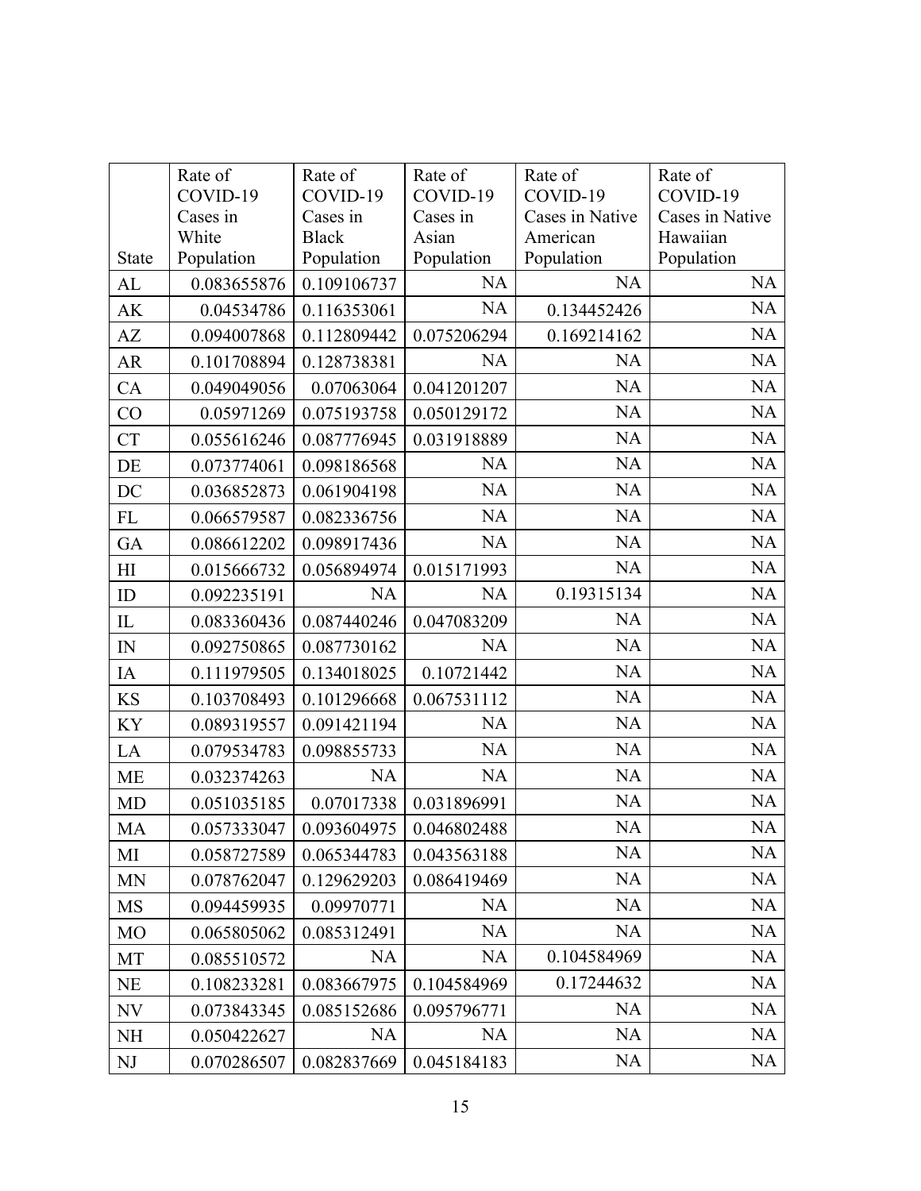| State | Rate of COVID-19 Cases in White Population | Rate of COVID-19 Cases in Black Population | Rate of COVID-19 Cases in Asian Population | Rate of COVID-19 Cases in Native American Population | Rate of COVID-19 Cases in Native Hawaiian Population |
|---|---|---|---|---|---|
| AL | 0.083655876 | 0.109106737 | NA | NA | NA |
| AK | 0.04534786 | 0.116353061 | NA | 0.134452426 | NA |
| AZ | 0.094007868 | 0.112809442 | 0.075206294 | 0.169214162 | NA |
| AR | 0.101708894 | 0.128738381 | NA | NA | NA |
| CA | 0.049049056 | 0.07063064 | 0.041201207 | NA | NA |
| CO | 0.05971269 | 0.075193758 | 0.050129172 | NA | NA |
| CT | 0.055616246 | 0.087776945 | 0.031918889 | NA | NA |
| DE | 0.073774061 | 0.098186568 | NA | NA | NA |
| DC | 0.036852873 | 0.061904198 | NA | NA | NA |
| FL | 0.066579587 | 0.082336756 | NA | NA | NA |
| GA | 0.086612202 | 0.098917436 | NA | NA | NA |
| HI | 0.015666732 | 0.056894974 | 0.015171993 | NA | NA |
| ID | 0.092235191 | NA | NA | 0.19315134 | NA |
| IL | 0.083360436 | 0.087440246 | 0.047083209 | NA | NA |
| IN | 0.092750865 | 0.087730162 | NA | NA | NA |
| IA | 0.111979505 | 0.134018025 | 0.10721442 | NA | NA |
| KS | 0.103708493 | 0.101296668 | 0.067531112 | NA | NA |
| KY | 0.089319557 | 0.091421194 | NA | NA | NA |
| LA | 0.079534783 | 0.098855733 | NA | NA | NA |
| ME | 0.032374263 | NA | NA | NA | NA |
| MD | 0.051035185 | 0.07017338 | 0.031896991 | NA | NA |
| MA | 0.057333047 | 0.093604975 | 0.046802488 | NA | NA |
| MI | 0.058727589 | 0.065344783 | 0.043563188 | NA | NA |
| MN | 0.078762047 | 0.129629203 | 0.086419469 | NA | NA |
| MS | 0.094459935 | 0.09970771 | NA | NA | NA |
| MO | 0.065805062 | 0.085312491 | NA | NA | NA |
| MT | 0.085510572 | NA | NA | 0.104584969 | NA |
| NE | 0.108233281 | 0.083667975 | 0.104584969 | 0.17244632 | NA |
| NV | 0.073843345 | 0.085152686 | 0.095796771 | NA | NA |
| NH | 0.050422627 | NA | NA | NA | NA |
| NJ | 0.070286507 | 0.082837669 | 0.045184183 | NA | NA |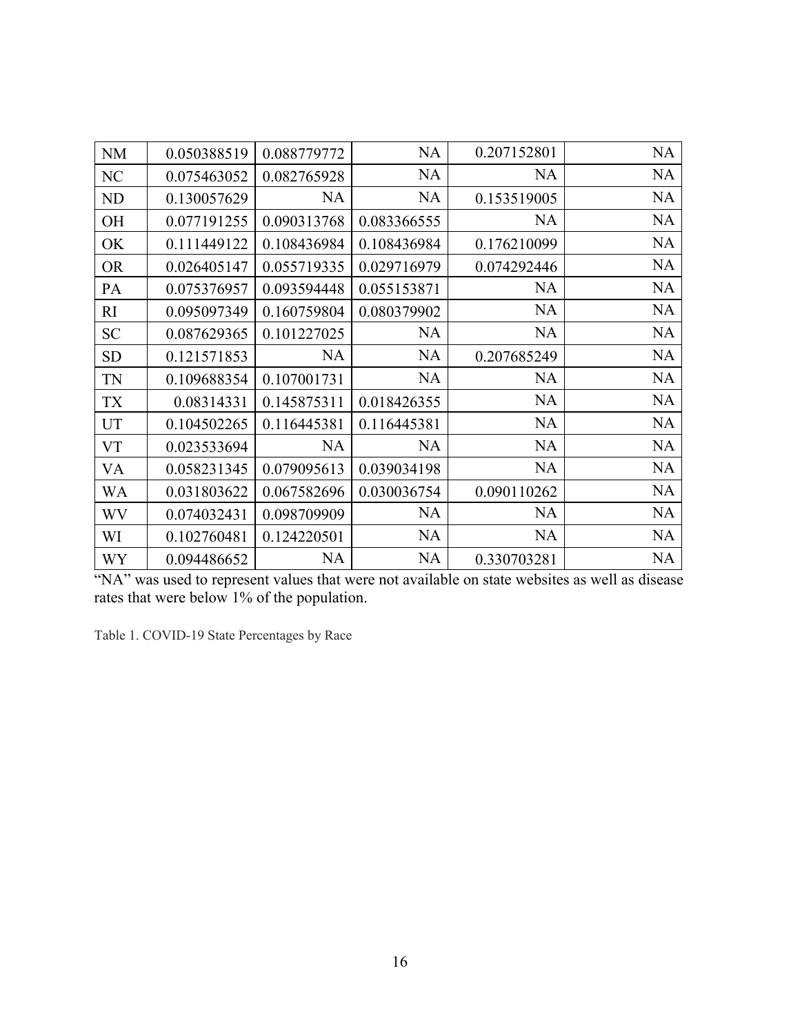| | | | | | |
|---|---|---|---|---|---|
| NM | 0.050388519 | 0.088779772 | NA | 0.207152801 | NA |
| NC | 0.075463052 | 0.082765928 | NA | NA | NA |
| ND | 0.130057629 | NA | NA | 0.153519005 | NA |
| OH | 0.077191255 | 0.090313768 | 0.083366555 | NA | NA |
| OK | 0.111449122 | 0.108436984 | 0.108436984 | 0.176210099 | NA |
| OR | 0.026405147 | 0.055719335 | 0.029716979 | 0.074292446 | NA |
| PA | 0.075376957 | 0.093594448 | 0.055153871 | NA | NA |
| RI | 0.095097349 | 0.160759804 | 0.080379902 | NA | NA |
| SC | 0.087629365 | 0.101227025 | NA | NA | NA |
| SD | 0.121571853 | NA | NA | 0.207685249 | NA |
| TN | 0.109688354 | 0.107001731 | NA | NA | NA |
| TX | 0.08314331 | 0.145875311 | 0.018426355 | NA | NA |
| UT | 0.104502265 | 0.116445381 | 0.116445381 | NA | NA |
| VT | 0.023533694 | NA | NA | NA | NA |
| VA | 0.058231345 | 0.079095613 | 0.039034198 | NA | NA |
| WA | 0.031803622 | 0.067582696 | 0.030036754 | 0.090110262 | NA |
| WV | 0.074032431 | 0.098709909 | NA | NA | NA |
| WI | 0.102760481 | 0.124220501 | NA | NA | NA |
| WY | 0.094486652 | NA | NA | 0.330703281 | NA |

"NA" was used to represent values that were not available on state websites as well as disease rates that were below 1% of the population.

Table 1. COVID-19 State Percentages by Race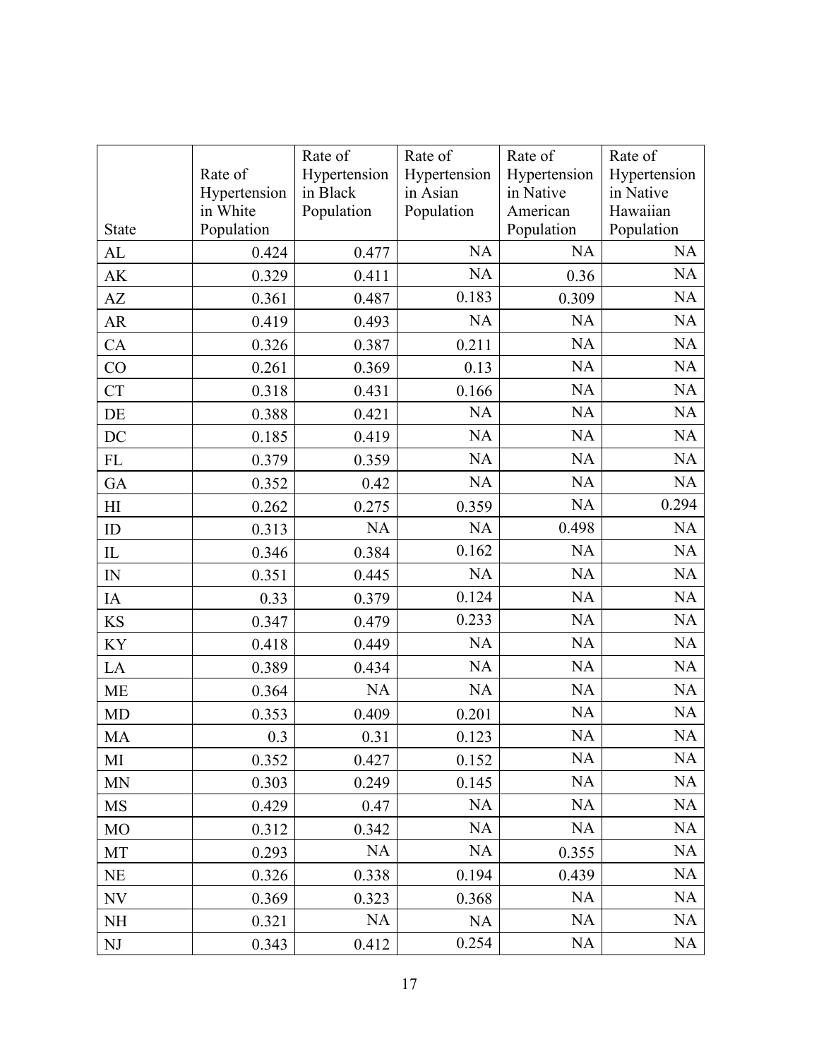| State | Rate of Hypertension in White Population | Rate of Hypertension in Black Population | Rate of Hypertension in Asian Population | Rate of Hypertension in Native American Population | Rate of Hypertension in Native Hawaiian Population |
|---|---|---|---|---|---|
| AL | 0.424 | 0.477 | NA | NA | NA |
| AK | 0.329 | 0.411 | NA | 0.36 | NA |
| AZ | 0.361 | 0.487 | 0.183 | 0.309 | NA |
| AR | 0.419 | 0.493 | NA | NA | NA |
| CA | 0.326 | 0.387 | 0.211 | NA | NA |
| CO | 0.261 | 0.369 | 0.13 | NA | NA |
| CT | 0.318 | 0.431 | 0.166 | NA | NA |
| DE | 0.388 | 0.421 | NA | NA | NA |
| DC | 0.185 | 0.419 | NA | NA | NA |
| FL | 0.379 | 0.359 | NA | NA | NA |
| GA | 0.352 | 0.42 | NA | NA | NA |
| HI | 0.262 | 0.275 | 0.359 | NA | 0.294 |
| ID | 0.313 | NA | NA | 0.498 | NA |
| IL | 0.346 | 0.384 | 0.162 | NA | NA |
| IN | 0.351 | 0.445 | NA | NA | NA |
| IA | 0.33 | 0.379 | 0.124 | NA | NA |
| KS | 0.347 | 0.479 | 0.233 | NA | NA |
| KY | 0.418 | 0.449 | NA | NA | NA |
| LA | 0.389 | 0.434 | NA | NA | NA |
| ME | 0.364 | NA | NA | NA | NA |
| MD | 0.353 | 0.409 | 0.201 | NA | NA |
| MA | 0.3 | 0.31 | 0.123 | NA | NA |
| MI | 0.352 | 0.427 | 0.152 | NA | NA |
| MN | 0.303 | 0.249 | 0.145 | NA | NA |
| MS | 0.429 | 0.47 | NA | NA | NA |
| MO | 0.312 | 0.342 | NA | NA | NA |
| MT | 0.293 | NA | NA | 0.355 | NA |
| NE | 0.326 | 0.338 | 0.194 | 0.439 | NA |
| NV | 0.369 | 0.323 | 0.368 | NA | NA |
| NH | 0.321 | NA | NA | NA | NA |
| NJ | 0.343 | 0.412 | 0.254 | NA | NA |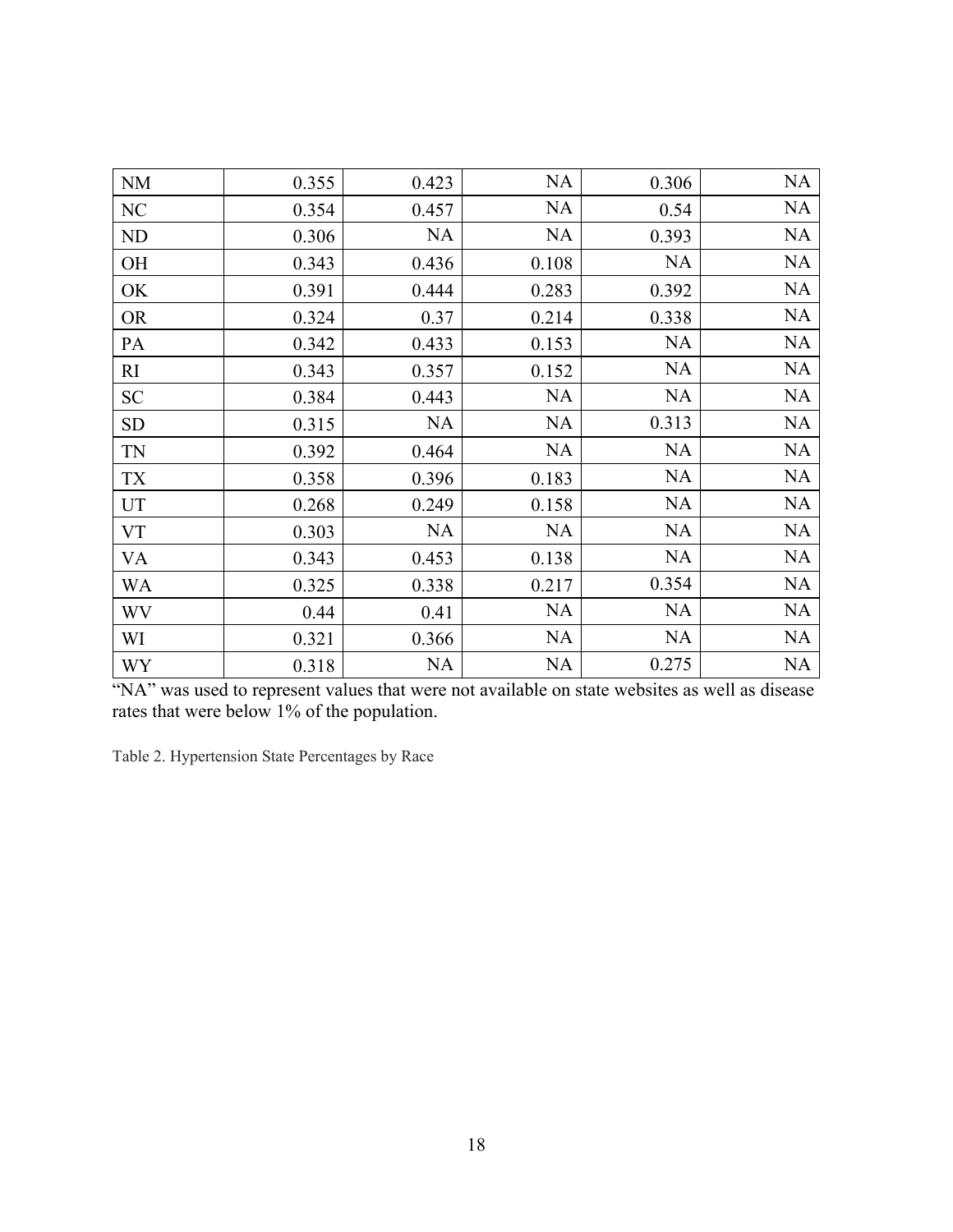| NM | 0.355 | 0.423 | NA | 0.306 | NA |
|---|---|---|---|---|---|
| NC | 0.354 | 0.457 | NA | 0.54 | NA |
| ND | 0.306 | NA | NA | 0.393 | NA |
| OH | 0.343 | 0.436 | 0.108 | NA | NA |
| OK | 0.391 | 0.444 | 0.283 | 0.392 | NA |
| OR | 0.324 | 0.37 | 0.214 | 0.338 | NA |
| PA | 0.342 | 0.433 | 0.153 | NA | NA |
| RI | 0.343 | 0.357 | 0.152 | NA | NA |
| SC | 0.384 | 0.443 | NA | NA | NA |
| SD | 0.315 | NA | NA | 0.313 | NA |
| TN | 0.392 | 0.464 | NA | NA | NA |
| TX | 0.358 | 0.396 | 0.183 | NA | NA |
| UT | 0.268 | 0.249 | 0.158 | NA | NA |
| VT | 0.303 | NA | NA | NA | NA |
| VA | 0.343 | 0.453 | 0.138 | NA | NA |
| WA | 0.325 | 0.338 | 0.217 | 0.354 | NA |
| WV | 0.44 | 0.41 | NA | NA | NA |
| WI | 0.321 | 0.366 | NA | NA | NA |
| WY | 0.318 | NA | NA | 0.275 | NA |

"NA" was used to represent values that were not available on state websites as well as disease rates that were below 1% of the population.

Table 2. Hypertension State Percentages by Race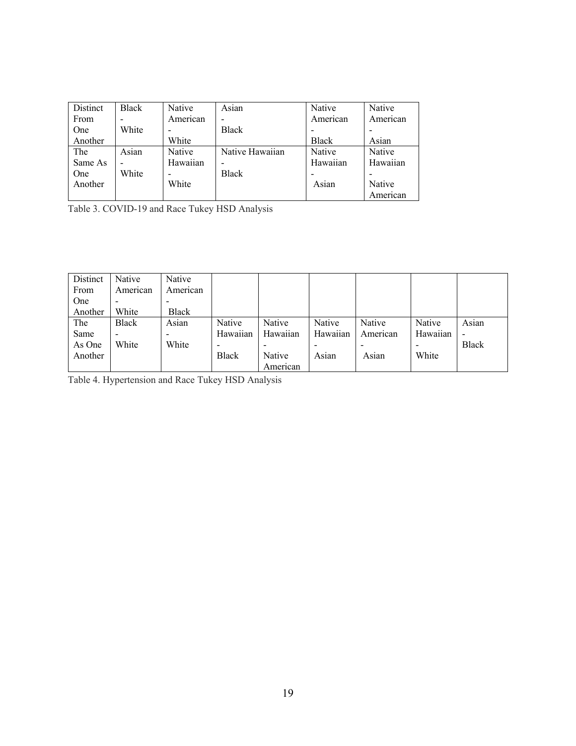| Distinct From One Another | Black - White | Native American - White | Asian - Black | Native American - Black | Native American - Asian |
|---|---|---|---|---|---|
| The Same As One Another | Asian - White | Native Hawaiian - White | Native Hawaiian - Black | Native Hawaiian - Asian | Native Hawaiian - Native American |

Table 3. COVID-19 and Race Tukey HSD Analysis

| Distinct From One Another | Native American - White | Native American - Black | | | | | | |
|---|---|---|---|---|---|---|---|---|
| The Same As One Another | Black - White | Asian - White | Native Hawaiian - Black | Native Hawaiian - Native American | Native Hawaiian - Asian | Native American - Asian | Native Hawaiian - White | Asian - Black |

Table 4. Hypertension and Race Tukey HSD Analysis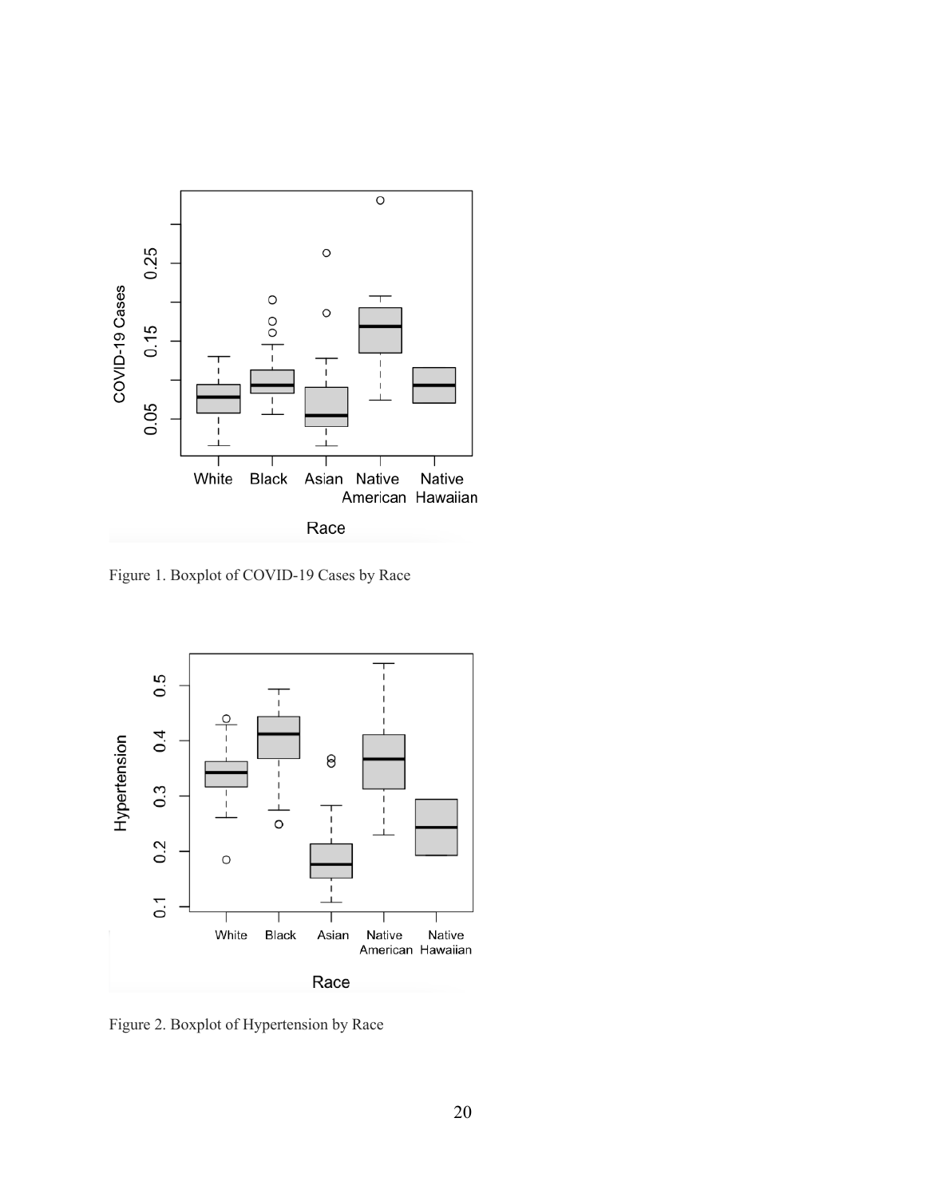Figure 1. Boxplot of COVID-19 Cases by Race

Figure 2. Boxplot of Hypertension by Race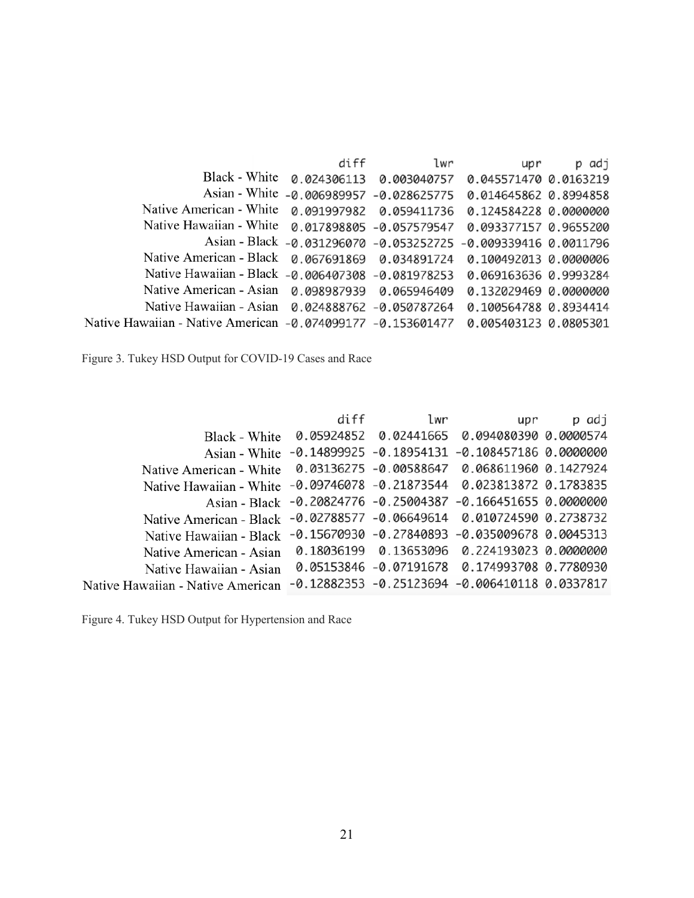| | diff | lwr | upr | p adj |
|---|---|---|---|---|
| Black - White | 0.024306113 | 0.003040757 | 0.045571470 | 0.0163219 |
| Asian - White | -0.006989957 | -0.028625775 | 0.014645862 | 0.8994858 |
| Native American - White | 0.091997982 | 0.059411736 | 0.124584228 | 0.0000000 |
| Native Hawaiian - White | 0.017898805 | -0.057579547 | 0.093377157 | 0.9655200 |
| Asian - Black | -0.031296070 | -0.053252725 | -0.009339416 | 0.0011796 |
| Native American - Black | 0.067691869 | 0.034891724 | 0.100492013 | 0.0000006 |
| Native Hawaiian - Black | -0.006407308 | -0.081978253 | 0.069163636 | 0.9993284 |
| Native American - Asian | 0.098987939 | 0.065946409 | 0.132029469 | 0.0000000 |
| Native Hawaiian - Asian | 0.024888762 | -0.050787264 | 0.100564788 | 0.8934414 |
| Native Hawaiian - Native American | -0.074099177 | -0.153601477 | 0.005403123 | 0.0805301 |

Figure 3. Tukey HSD Output for COVID-19 Cases and Race

| | diff | lwr | upr | p adj |
|---|---|---|---|---|
| Black - White | 0.05924852 | 0.02441665 | 0.094080390 | 0.0000574 |
| Asian - White | -0.14899925 | -0.18954131 | -0.108457186 | 0.0000000 |
| Native American - White | 0.03136275 | -0.00588647 | 0.068611960 | 0.1427924 |
| Native Hawaiian - White | -0.09746078 | -0.21873544 | 0.023813872 | 0.1783835 |
| Asian - Black | -0.20824776 | -0.25004387 | -0.166451655 | 0.0000000 |
| Native American - Black | -0.02788577 | -0.06649614 | 0.010724590 | 0.2738732 |
| Native Hawaiian - Black | -0.15670930 | -0.27840893 | -0.035009678 | 0.0045313 |
| Native American - Asian | 0.18036199 | 0.13653096 | 0.224193023 | 0.0000000 |
| Native Hawaiian - Asian | 0.05153846 | -0.07191678 | 0.174993708 | 0.7780930 |
| Native Hawaiian - Native American | -0.12882353 | -0.25123694 | -0.006410118 | 0.0337817 |

Figure 4. Tukey HSD Output for Hypertension and Race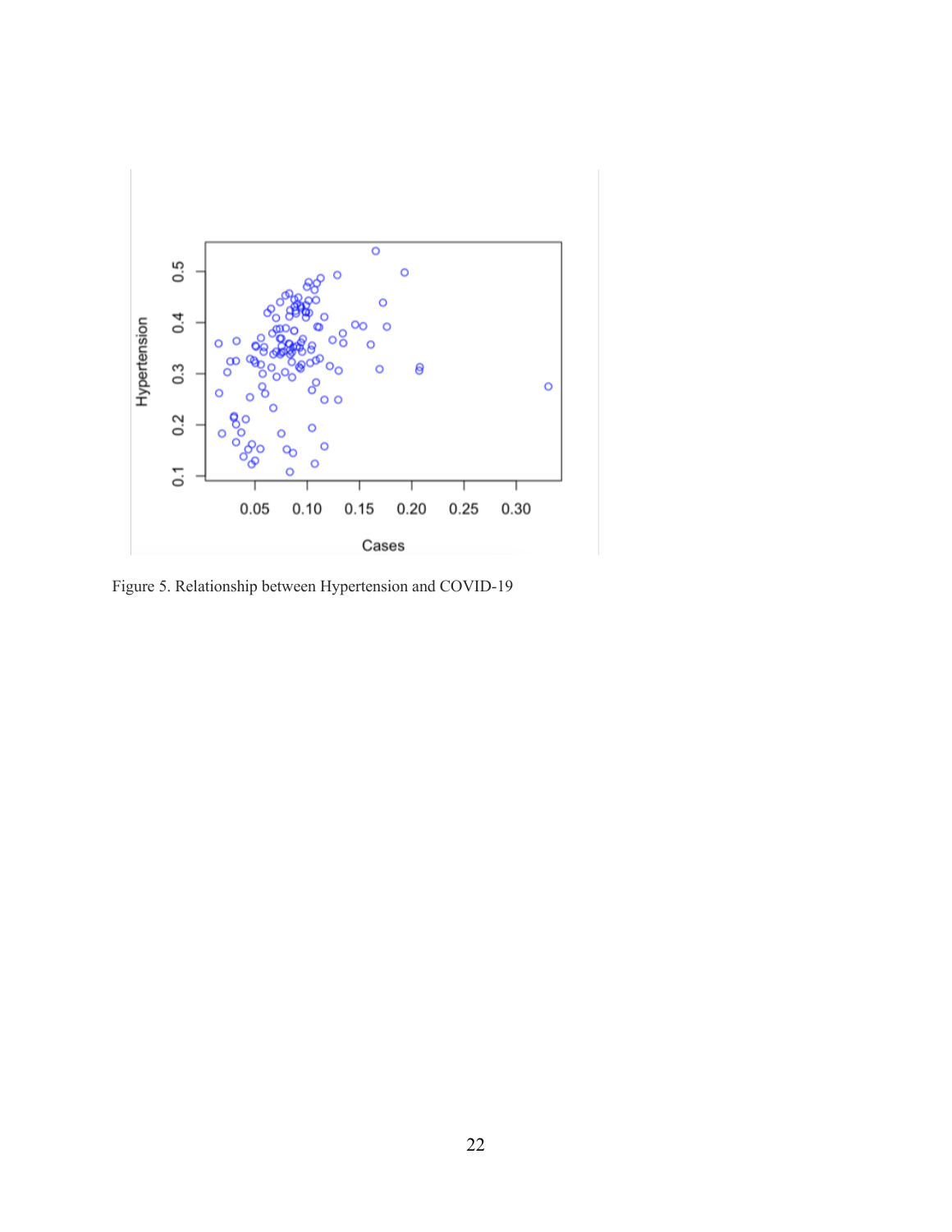Figure 5. Relationship between Hypertension and COVID-19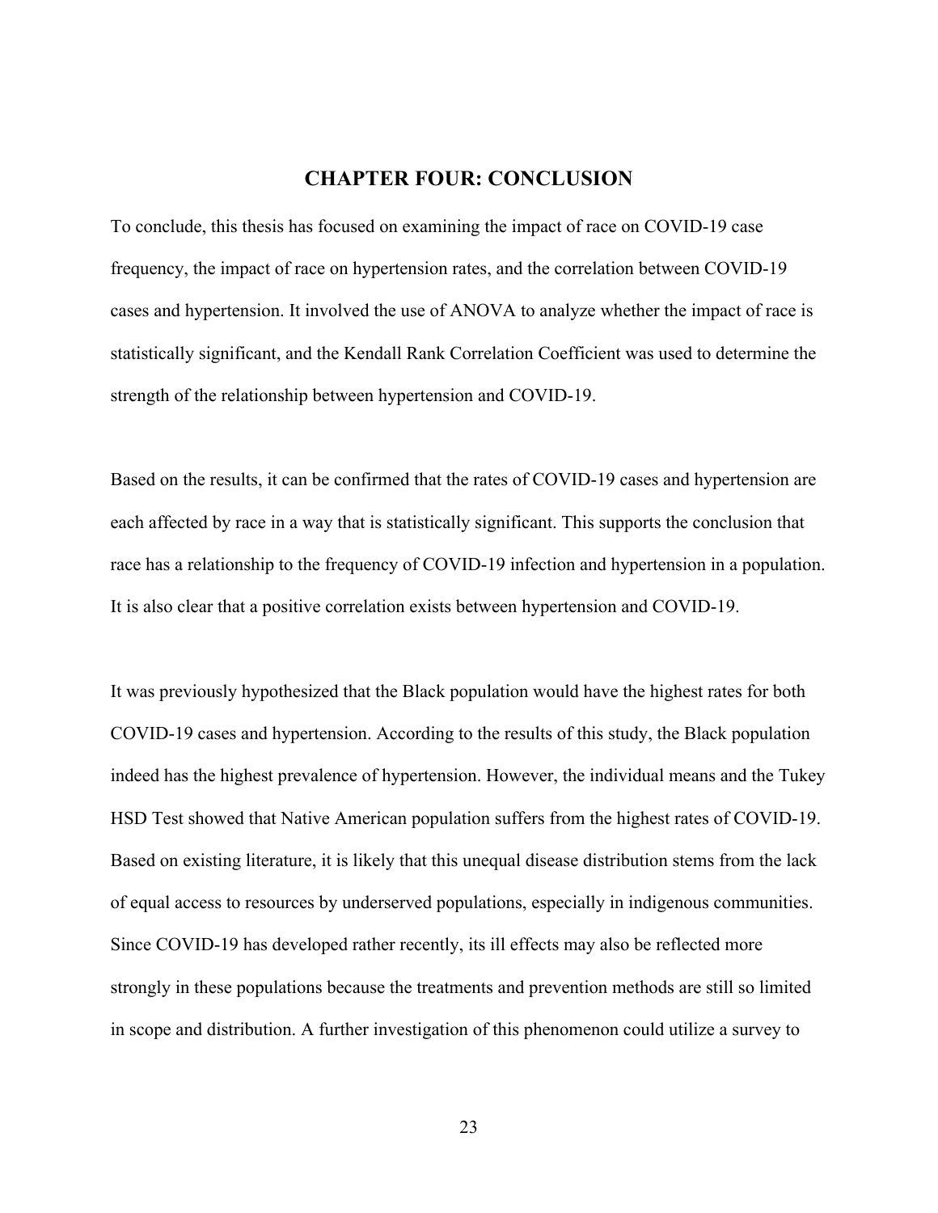# CHAPTER FOUR: CONCLUSION

To conclude, this thesis has focused on examining the impact of race on COVID-19 case frequency, the impact of race on hypertension rates, and the correlation between COVID-19 cases and hypertension. It involved the use of ANOVA to analyze whether the impact of race is statistically significant, and the Kendall Rank Correlation Coefficient was used to determine the strength of the relationship between hypertension and COVID-19.

Based on the results, it can be confirmed that the rates of COVID-19 cases and hypertension are each affected by race in a way that is statistically significant. This supports the conclusion that race has a relationship to the frequency of COVID-19 infection and hypertension in a population. It is also clear that a positive correlation exists between hypertension and COVID-19.

It was previously hypothesized that the Black population would have the highest rates for both COVID-19 cases and hypertension. According to the results of this study, the Black population indeed has the highest prevalence of hypertension. However, the individual means and the Tukey HSD Test showed that Native American population suffers from the highest rates of COVID-19. Based on existing literature, it is likely that this unequal disease distribution stems from the lack of equal access to resources by underserved populations, especially in indigenous communities. Since COVID-19 has developed rather recently, its ill effects may also be reflected more strongly in these populations because the treatments and prevention methods are still so limited in scope and distribution. A further investigation of this phenomenon could utilize a survey to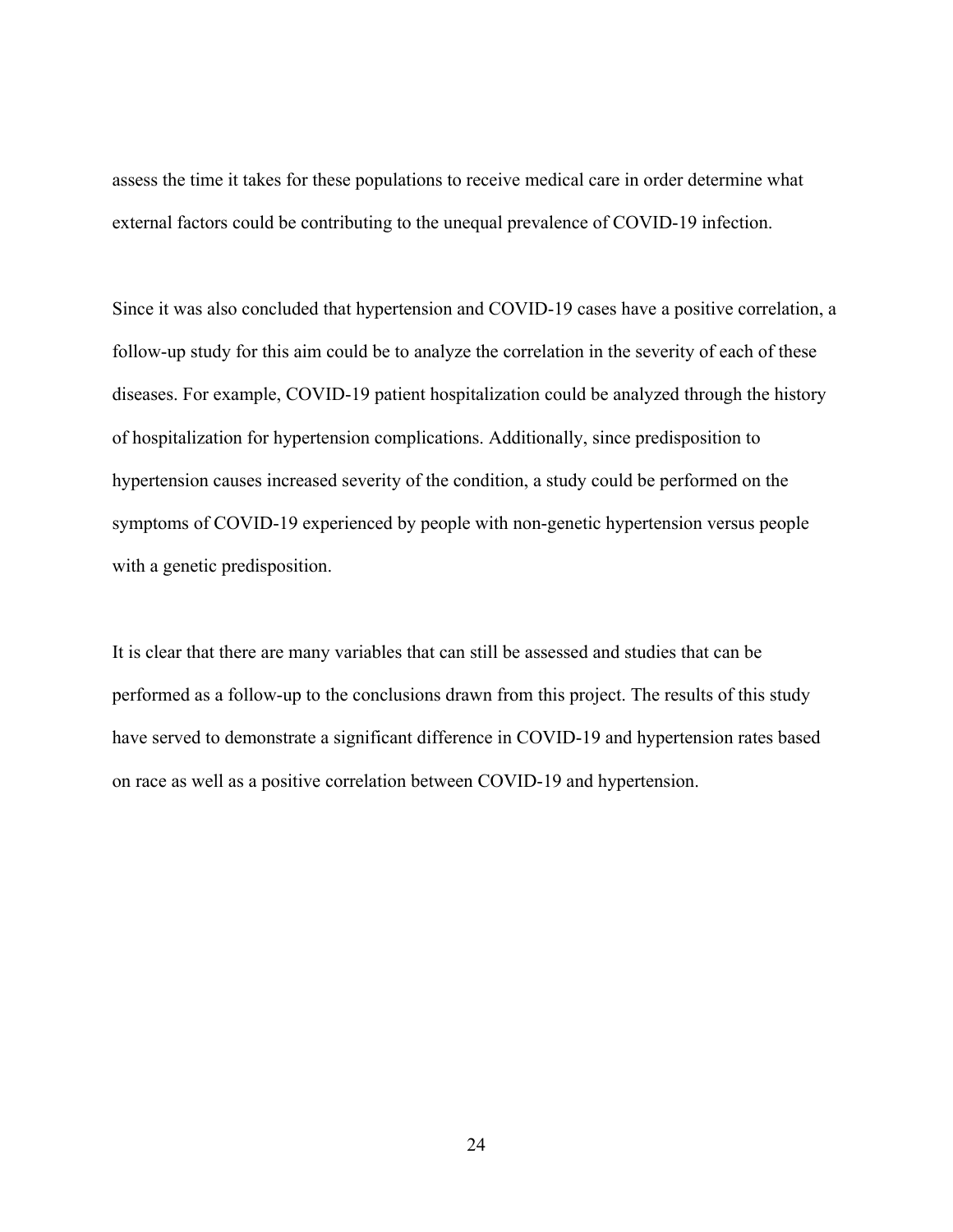assess the time it takes for these populations to receive medical care in order determine what external factors could be contributing to the unequal prevalence of COVID-19 infection.

Since it was also concluded that hypertension and COVID-19 cases have a positive correlation, a follow-up study for this aim could be to analyze the correlation in the severity of each of these diseases. For example, COVID-19 patient hospitalization could be analyzed through the history of hospitalization for hypertension complications. Additionally, since predisposition to hypertension causes increased severity of the condition, a study could be performed on the symptoms of COVID-19 experienced by people with non-genetic hypertension versus people with a genetic predisposition.

It is clear that there are many variables that can still be assessed and studies that can be performed as a follow-up to the conclusions drawn from this project. The results of this study have served to demonstrate a significant difference in COVID-19 and hypertension rates based on race as well as a positive correlation between COVID-19 and hypertension.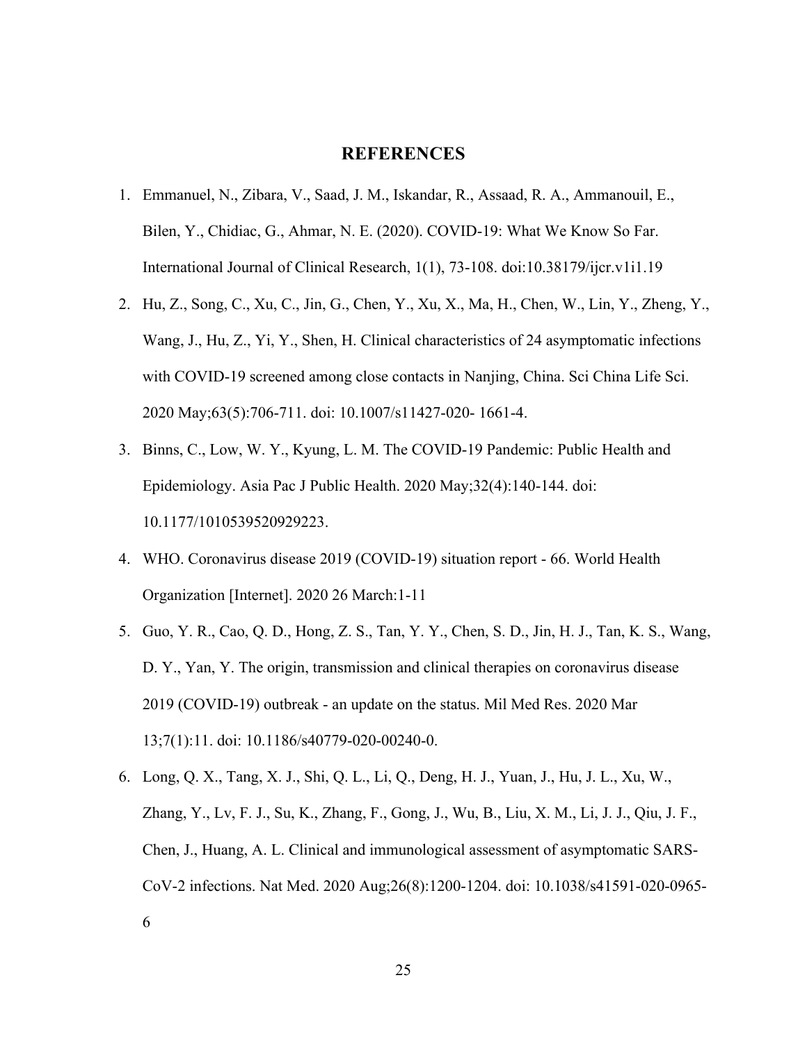# REFERENCES

1. Emmanuel, N., Zibara, V., Saad, J. M., Iskandar, R., Assaad, R. A., Ammanouil, E., Bilen, Y., Chidiac, G., Ahmar, N. E. (2020). COVID-19: What We Know So Far. International Journal of Clinical Research, 1(1), 73-108. doi:10.38179/ijcr.v1i1.19
2. Hu, Z., Song, C., Xu, C., Jin, G., Chen, Y., Xu, X., Ma, H., Chen, W., Lin, Y., Zheng, Y., Wang, J., Hu, Z., Yi, Y., Shen, H. Clinical characteristics of 24 asymptomatic infections with COVID-19 screened among close contacts in Nanjing, China. Sci China Life Sci. 2020 May;63(5):706-711. doi: 10.1007/s11427-020- 1661-4.
3. Binns, C., Low, W. Y., Kyung, L. M. The COVID-19 Pandemic: Public Health and Epidemiology. Asia Pac J Public Health. 2020 May;32(4):140-144. doi: 10.1177/1010539520929223.
4. WHO. Coronavirus disease 2019 (COVID-19) situation report - 66. World Health Organization [Internet]. 2020 26 March:1-11
5. Guo, Y. R., Cao, Q. D., Hong, Z. S., Tan, Y. Y., Chen, S. D., Jin, H. J., Tan, K. S., Wang, D. Y., Yan, Y. The origin, transmission and clinical therapies on coronavirus disease 2019 (COVID-19) outbreak - an update on the status. Mil Med Res. 2020 Mar 13;7(1):11. doi: 10.1186/s40779-020-00240-0.
6. Long, Q. X., Tang, X. J., Shi, Q. L., Li, Q., Deng, H. J., Yuan, J., Hu, J. L., Xu, W., Zhang, Y., Lv, F. J., Su, K., Zhang, F., Gong, J., Wu, B., Liu, X. M., Li, J. J., Qiu, J. F., Chen, J., Huang, A. L. Clinical and immunological assessment of asymptomatic SARS-CoV-2 infections. Nat Med. 2020 Aug;26(8):1200-1204. doi: 10.1038/s41591-020-0965-6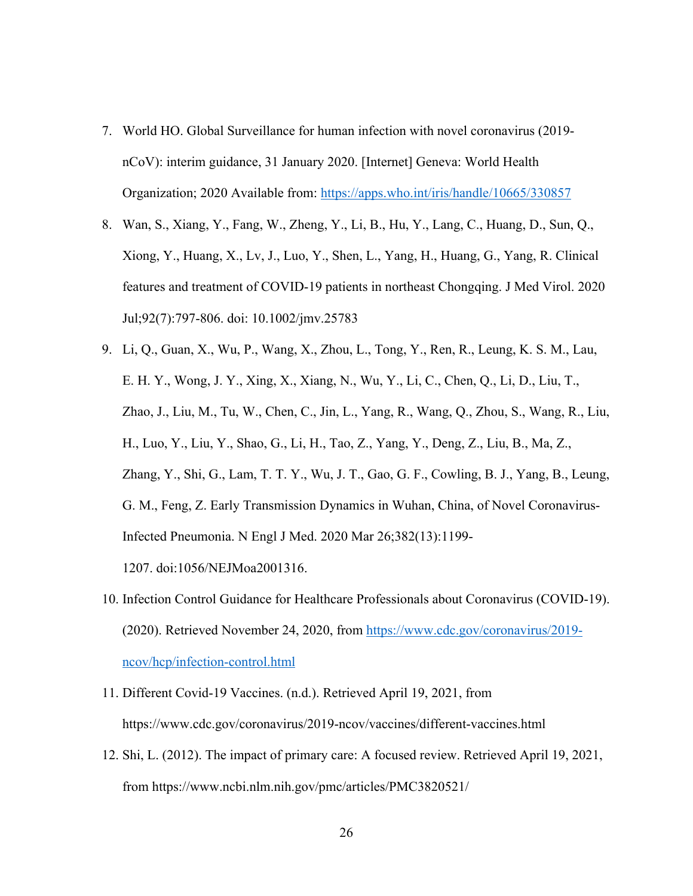7. World HO. Global Surveillance for human infection with novel coronavirus (2019-nCoV): interim guidance, 31 January 2020. [Internet] Geneva: World Health Organization; 2020 Available from: https://apps.who.int/iris/handle/10665/330857
8. Wan, S., Xiang, Y., Fang, W., Zheng, Y., Li, B., Hu, Y., Lang, C., Huang, D., Sun, Q., Xiong, Y., Huang, X., Lv, J., Luo, Y., Shen, L., Yang, H., Huang, G., Yang, R. Clinical features and treatment of COVID-19 patients in northeast Chongqing. J Med Virol. 2020 Jul;92(7):797-806. doi: 10.1002/jmv.25783
9. Li, Q., Guan, X., Wu, P., Wang, X., Zhou, L., Tong, Y., Ren, R., Leung, K. S. M., Lau, E. H. Y., Wong, J. Y., Xing, X., Xiang, N., Wu, Y., Li, C., Chen, Q., Li, D., Liu, T., Zhao, J., Liu, M., Tu, W., Chen, C., Jin, L., Yang, R., Wang, Q., Zhou, S., Wang, R., Liu, H., Luo, Y., Liu, Y., Shao, G., Li, H., Tao, Z., Yang, Y., Deng, Z., Liu, B., Ma, Z., Zhang, Y., Shi, G., Lam, T. T. Y., Wu, J. T., Gao, G. F., Cowling, B. J., Yang, B., Leung, G. M., Feng, Z. Early Transmission Dynamics in Wuhan, China, of Novel Coronavirus-Infected Pneumonia. N Engl J Med. 2020 Mar 26;382(13):1199-1207. doi:1056/NEJMoa2001316.
10. Infection Control Guidance for Healthcare Professionals about Coronavirus (COVID-19). (2020). Retrieved November 24, 2020, from https://www.cdc.gov/coronavirus/2019-ncov/hcp/infection-control.html
11. Different Covid-19 Vaccines. (n.d.). Retrieved April 19, 2021, from https://www.cdc.gov/coronavirus/2019-ncov/vaccines/different-vaccines.html
12. Shi, L. (2012). The impact of primary care: A focused review. Retrieved April 19, 2021, from https://www.ncbi.nlm.nih.gov/pmc/articles/PMC3820521/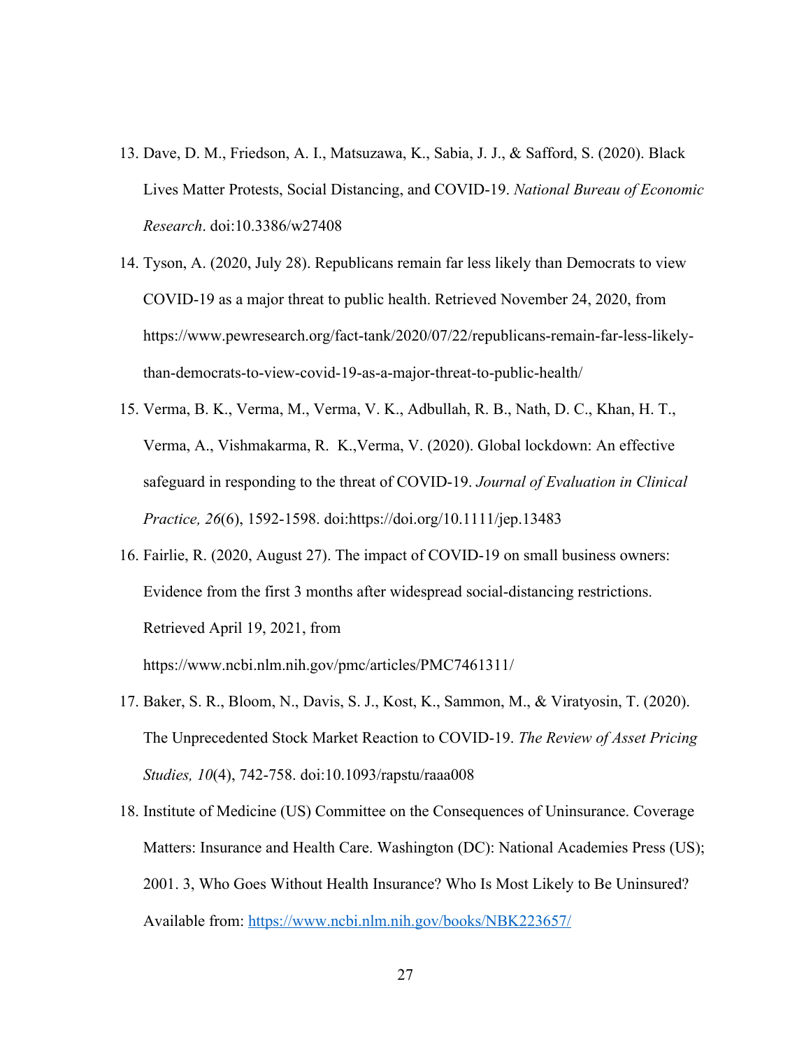13. Dave, D. M., Friedson, A. I., Matsuzawa, K., Sabia, J. J., & Safford, S. (2020). Black Lives Matter Protests, Social Distancing, and COVID-19. *National Bureau of Economic Research*. doi:10.3386/w27408

14. Tyson, A. (2020, July 28). Republicans remain far less likely than Democrats to view COVID-19 as a major threat to public health. Retrieved November 24, 2020, from https://www.pewresearch.org/fact-tank/2020/07/22/republicans-remain-far-less-likely-than-democrats-to-view-covid-19-as-a-major-threat-to-public-health/

15. Verma, B. K., Verma, M., Verma, V. K., Adbullah, R. B., Nath, D. C., Khan, H. T., Verma, A., Vishmakarma, R. K.,Verma, V. (2020). Global lockdown: An effective safeguard in responding to the threat of COVID-19. *Journal of Evaluation in Clinical Practice, 26*(6), 1592-1598. doi:https://doi.org/10.1111/jep.13483

16. Fairlie, R. (2020, August 27). The impact of COVID-19 on small business owners: Evidence from the first 3 months after widespread social-distancing restrictions. Retrieved April 19, 2021, from https://www.ncbi.nlm.nih.gov/pmc/articles/PMC7461311/

17. Baker, S. R., Bloom, N., Davis, S. J., Kost, K., Sammon, M., & Viratyosin, T. (2020). The Unprecedented Stock Market Reaction to COVID-19. *The Review of Asset Pricing Studies, 10*(4), 742-758. doi:10.1093/rapstu/raaa008

18. Institute of Medicine (US) Committee on the Consequences of Uninsurance. Coverage Matters: Insurance and Health Care. Washington (DC): National Academies Press (US); 2001. 3, Who Goes Without Health Insurance? Who Is Most Likely to Be Uninsured? Available from: https://www.ncbi.nlm.nih.gov/books/NBK223657/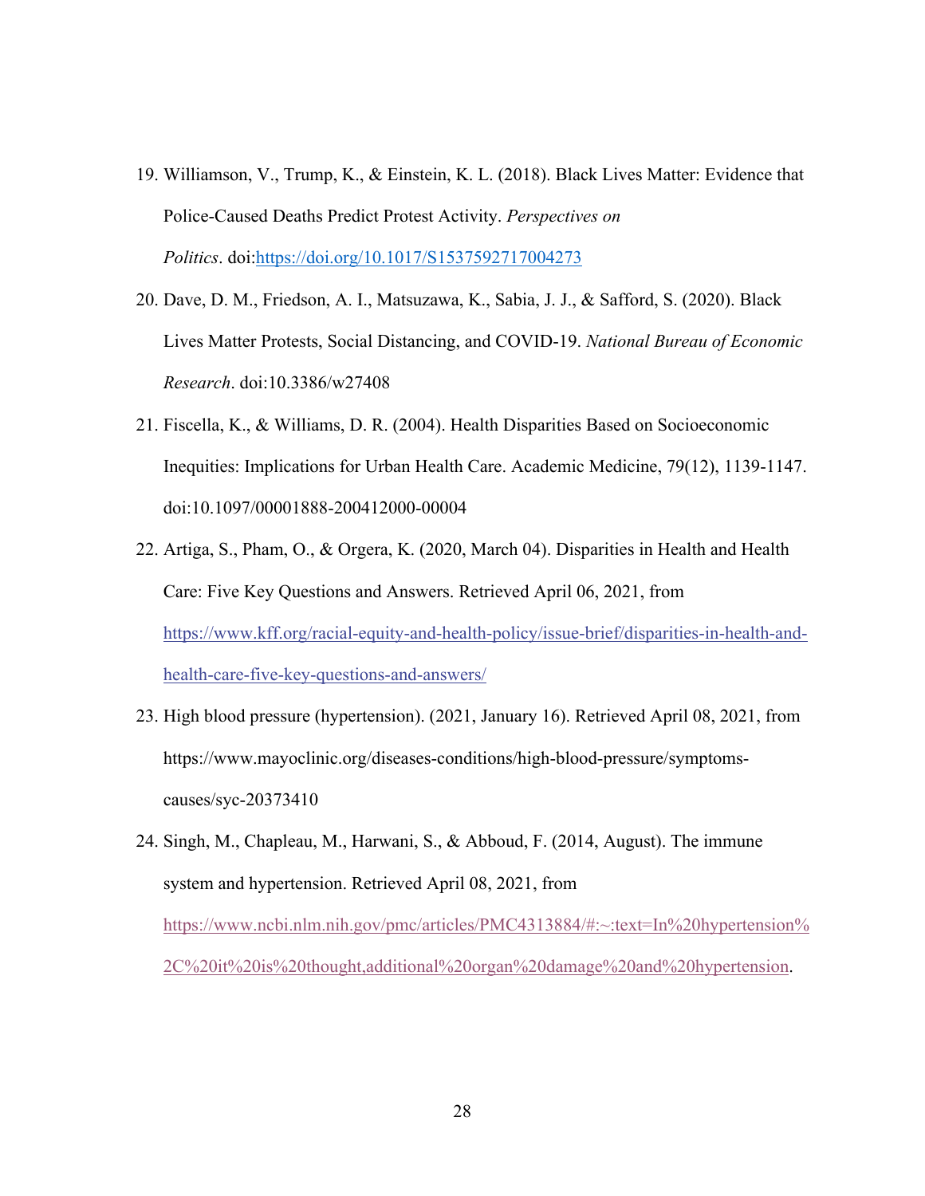19. Williamson, V., Trump, K., & Einstein, K. L. (2018). Black Lives Matter: Evidence that Police-Caused Deaths Predict Protest Activity. *Perspectives on Politics*. doi:https://doi.org/10.1017/S1537592717004273

20. Dave, D. M., Friedson, A. I., Matsuzawa, K., Sabia, J. J., & Safford, S. (2020). Black Lives Matter Protests, Social Distancing, and COVID-19. *National Bureau of Economic Research*. doi:10.3386/w27408

21. Fiscella, K., & Williams, D. R. (2004). Health Disparities Based on Socioeconomic Inequities: Implications for Urban Health Care. Academic Medicine, 79(12), 1139-1147. doi:10.1097/00001888-200412000-00004

22. Artiga, S., Pham, O., & Orgera, K. (2020, March 04). Disparities in Health and Health Care: Five Key Questions and Answers. Retrieved April 06, 2021, from https://www.kff.org/racial-equity-and-health-policy/issue-brief/disparities-in-health-and-health-care-five-key-questions-and-answers/

23. High blood pressure (hypertension). (2021, January 16). Retrieved April 08, 2021, from https://www.mayoclinic.org/diseases-conditions/high-blood-pressure/symptoms-causes/syc-20373410

24. Singh, M., Chapleau, M., Harwani, S., & Abboud, F. (2014, August). The immune system and hypertension. Retrieved April 08, 2021, from https://www.ncbi.nlm.nih.gov/pmc/articles/PMC4313884/#:~:text=In%20hypertension%2C%20it%20is%20thought,additional%20organ%20damage%20and%20hypertension.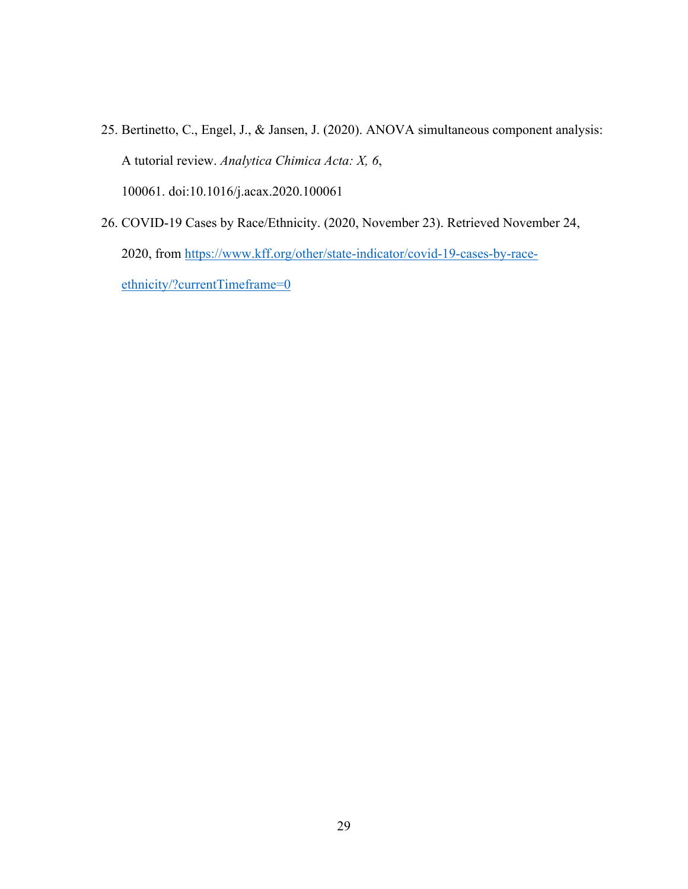25. Bertinetto, C., Engel, J., & Jansen, J. (2020). ANOVA simultaneous component analysis: A tutorial review. *Analytica Chimica Acta: X, 6*, 100061. doi:10.1016/j.acax.2020.100061

26. COVID-19 Cases by Race/Ethnicity. (2020, November 23). Retrieved November 24, 2020, from https://www.kff.org/other/state-indicator/covid-19-cases-by-race-ethnicity/?currentTimeframe=0